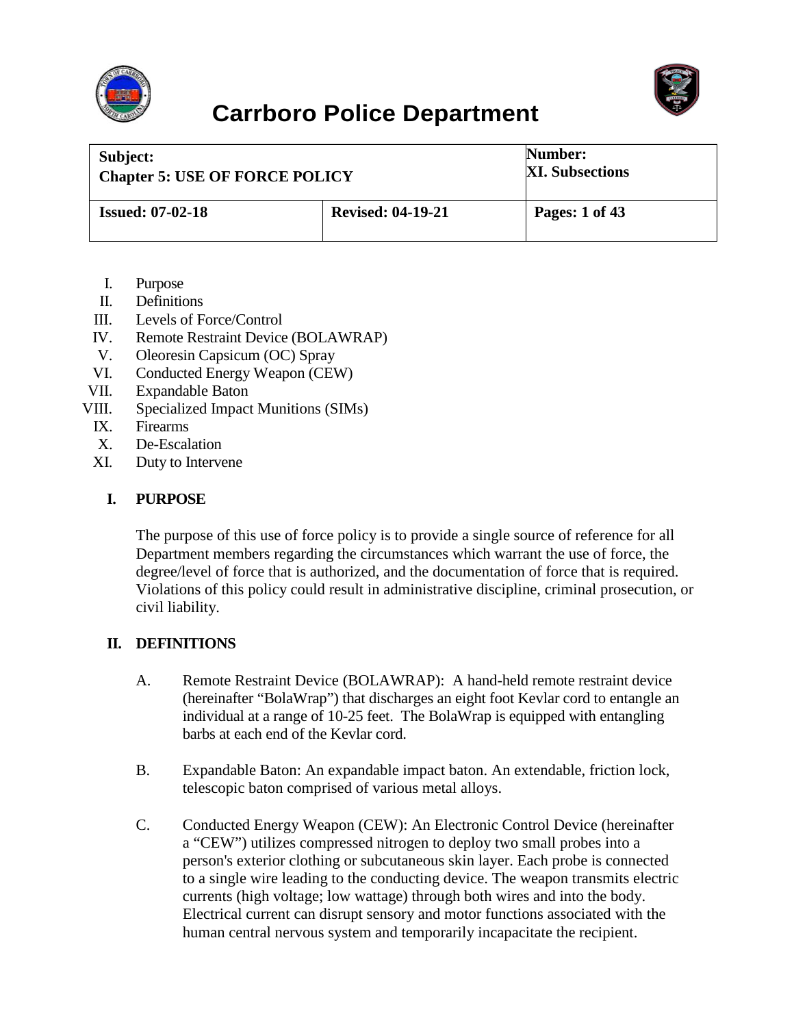# Carrboro Police Department

| Subject: Chapter 5: USE OF FORCE POLICY | | Number: XI. Subsections |
|---|---|---|
| **Issued: 07-02-18** | **Revised: 04-19-21** | **Pages: 1 of 43** |

I. Purpose
II. Definitions
III. Levels of Force/Control
IV. Remote Restraint Device (BOLAWRAP)
V. Oleoresin Capsicum (OC) Spray
VI. Conducted Energy Weapon (CEW)
VII. Expandable Baton
VIII. Specialized Impact Munitions (SIMs)
IX. Firearms
X. De-Escalation
XI. Duty to Intervene

## I. PURPOSE

The purpose of this use of force policy is to provide a single source of reference for all Department members regarding the circumstances which warrant the use of force, the degree/level of force that is authorized, and the documentation of force that is required. Violations of this policy could result in administrative discipline, criminal prosecution, or civil liability.

## II. DEFINITIONS

A. Remote Restraint Device (BOLAWRAP): A hand-held remote restraint device (hereinafter "BolaWrap") that discharges an eight foot Kevlar cord to entangle an individual at a range of 10-25 feet. The BolaWrap is equipped with entangling barbs at each end of the Kevlar cord.

B. Expandable Baton: An expandable impact baton. An extendable, friction lock, telescopic baton comprised of various metal alloys.

C. Conducted Energy Weapon (CEW): An Electronic Control Device (hereinafter a "CEW") utilizes compressed nitrogen to deploy two small probes into a person's exterior clothing or subcutaneous skin layer. Each probe is connected to a single wire leading to the conducting device. The weapon transmits electric currents (high voltage; low wattage) through both wires and into the body. Electrical current can disrupt sensory and motor functions associated with the human central nervous system and temporarily incapacitate the recipient.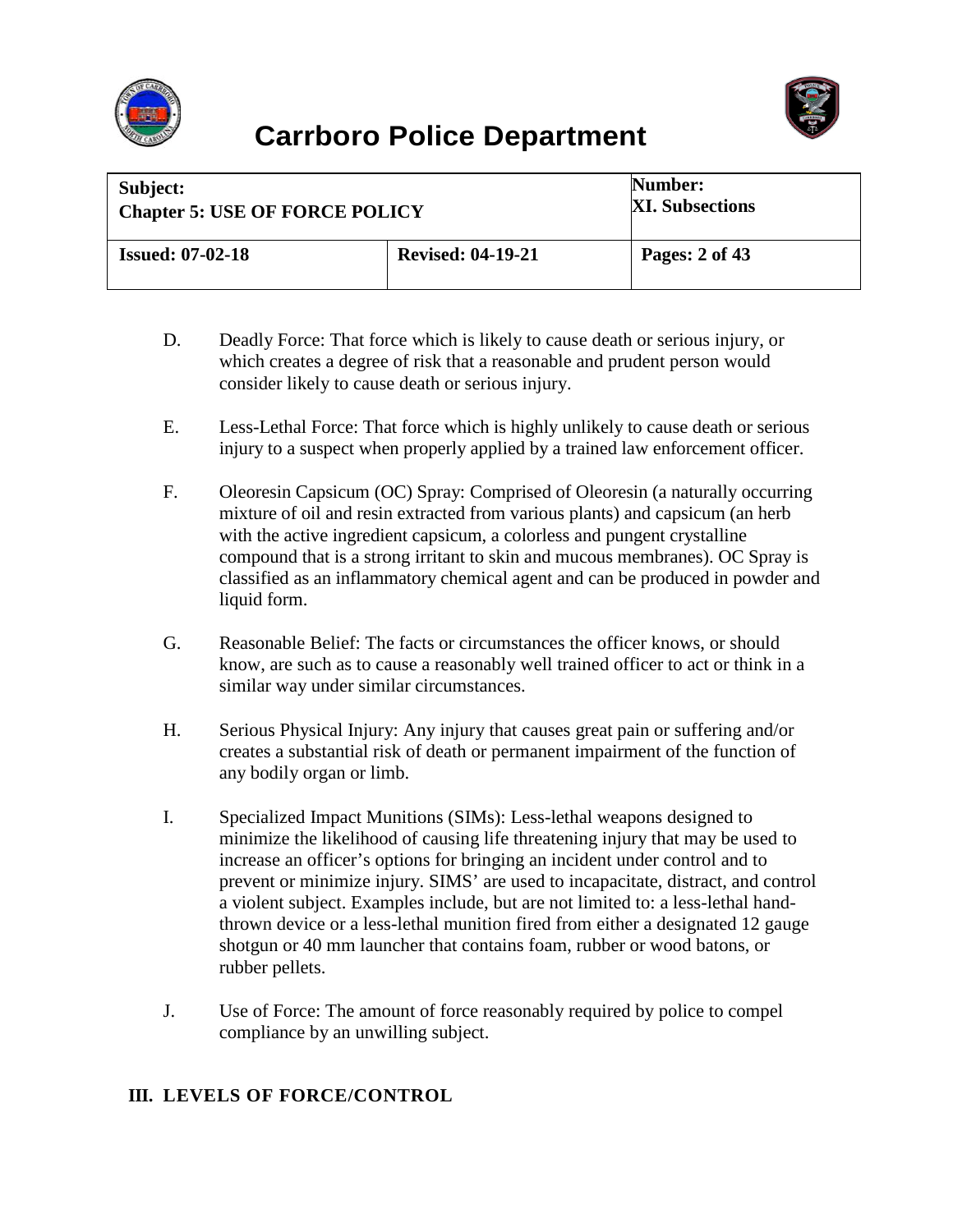D. Deadly Force: That force which is likely to cause death or serious injury, or which creates a degree of risk that a reasonable and prudent person would consider likely to cause death or serious injury.

E. Less-Lethal Force: That force which is highly unlikely to cause death or serious injury to a suspect when properly applied by a trained law enforcement officer.

F. Oleoresin Capsicum (OC) Spray: Comprised of Oleoresin (a naturally occurring mixture of oil and resin extracted from various plants) and capsicum (an herb with the active ingredient capsicum, a colorless and pungent crystalline compound that is a strong irritant to skin and mucous membranes). OC Spray is classified as an inflammatory chemical agent and can be produced in powder and liquid form.

G. Reasonable Belief: The facts or circumstances the officer knows, or should know, are such as to cause a reasonably well trained officer to act or think in a similar way under similar circumstances.

H. Serious Physical Injury: Any injury that causes great pain or suffering and/or creates a substantial risk of death or permanent impairment of the function of any bodily organ or limb.

I. Specialized Impact Munitions (SIMs): Less-lethal weapons designed to minimize the likelihood of causing life threatening injury that may be used to increase an officer's options for bringing an incident under control and to prevent or minimize injury. SIMS' are used to incapacitate, distract, and control a violent subject. Examples include, but are not limited to: a less-lethal hand-thrown device or a less-lethal munition fired from either a designated 12 gauge shotgun or 40 mm launcher that contains foam, rubber or wood batons, or rubber pellets.

J. Use of Force: The amount of force reasonably required by police to compel compliance by an unwilling subject.

## III. LEVELS OF FORCE/CONTROL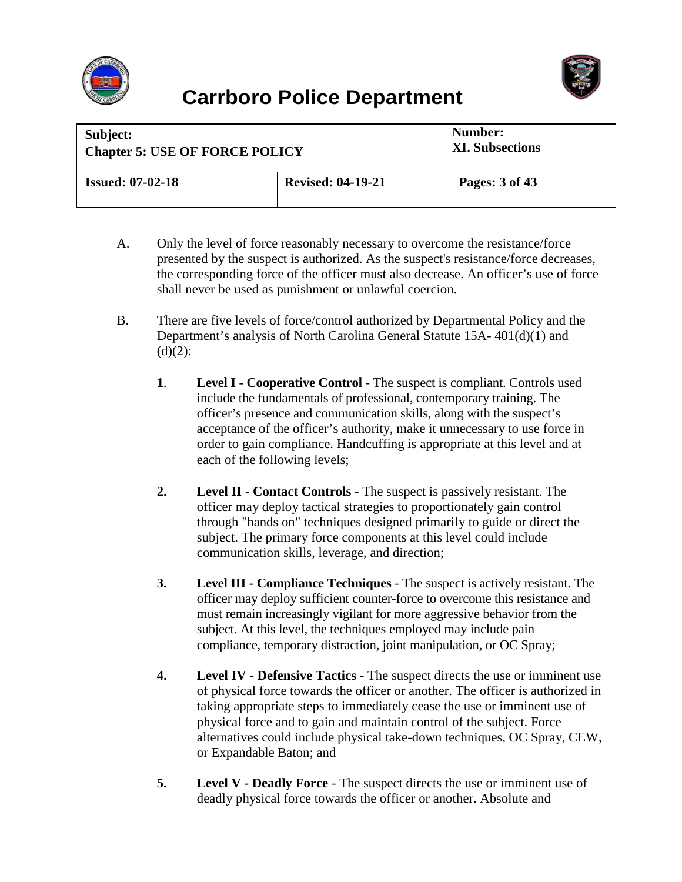A. Only the level of force reasonably necessary to overcome the resistance/force presented by the suspect is authorized. As the suspect's resistance/force decreases, the corresponding force of the officer must also decrease. An officer's use of force shall never be used as punishment or unlawful coercion.

B. There are five levels of force/control authorized by Departmental Policy and the Department's analysis of North Carolina General Statute 15A- 401(d)(1) and (d)(2):

1. **Level I - Cooperative Control** - The suspect is compliant. Controls used include the fundamentals of professional, contemporary training. The officer's presence and communication skills, along with the suspect's acceptance of the officer's authority, make it unnecessary to use force in order to gain compliance. Handcuffing is appropriate at this level and at each of the following levels;

2. **Level II - Contact Controls** - The suspect is passively resistant. The officer may deploy tactical strategies to proportionately gain control through "hands on" techniques designed primarily to guide or direct the subject. The primary force components at this level could include communication skills, leverage, and direction;

3. **Level III - Compliance Techniques** - The suspect is actively resistant. The officer may deploy sufficient counter-force to overcome this resistance and must remain increasingly vigilant for more aggressive behavior from the subject. At this level, the techniques employed may include pain compliance, temporary distraction, joint manipulation, or OC Spray;

4. **Level IV - Defensive Tactics** - The suspect directs the use or imminent use of physical force towards the officer or another. The officer is authorized in taking appropriate steps to immediately cease the use or imminent use of physical force and to gain and maintain control of the subject. Force alternatives could include physical take-down techniques, OC Spray, CEW, or Expandable Baton; and

5. **Level V - Deadly Force** - The suspect directs the use or imminent use of deadly physical force towards the officer or another. Absolute and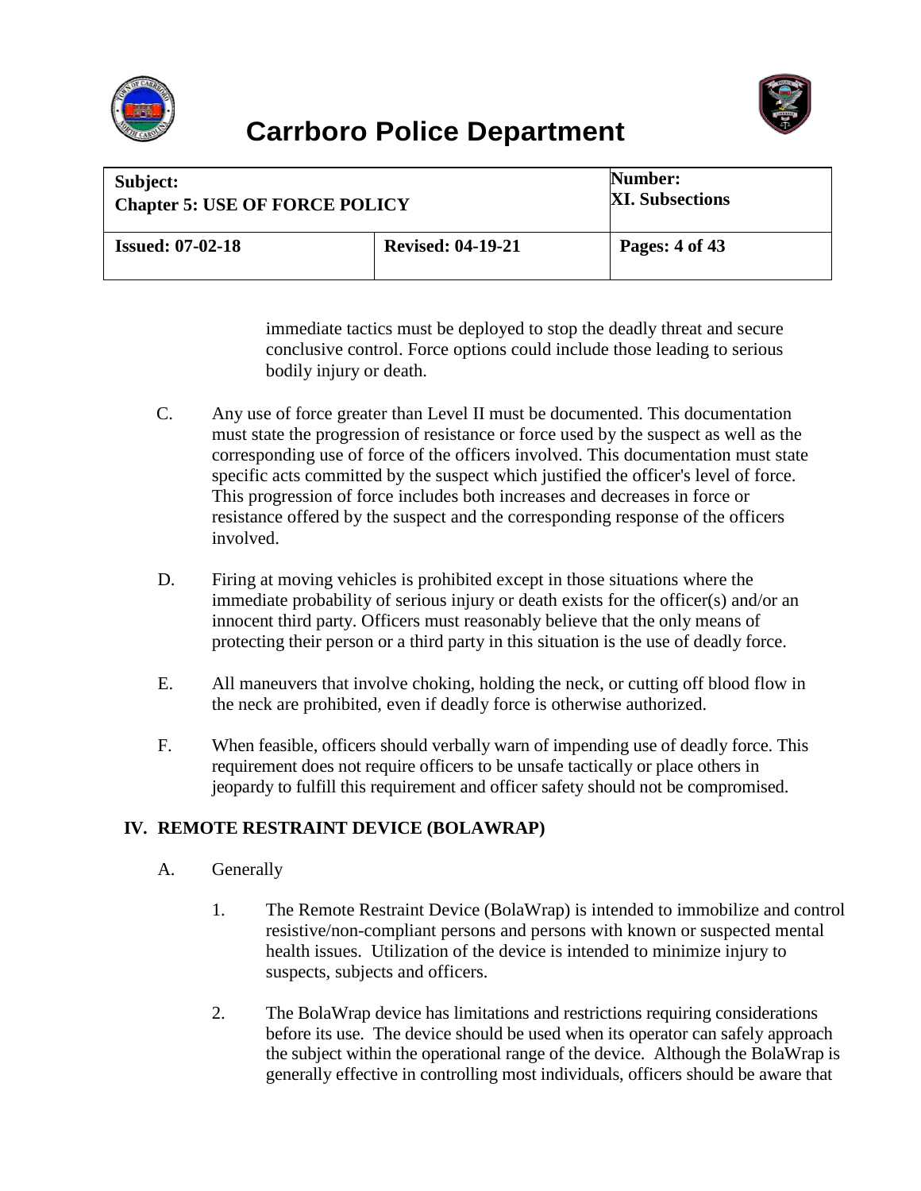immediate tactics must be deployed to stop the deadly threat and secure conclusive control. Force options could include those leading to serious bodily injury or death.

C. Any use of force greater than Level II must be documented. This documentation must state the progression of resistance or force used by the suspect as well as the corresponding use of force of the officers involved. This documentation must state specific acts committed by the suspect which justified the officer's level of force. This progression of force includes both increases and decreases in force or resistance offered by the suspect and the corresponding response of the officers involved.

D. Firing at moving vehicles is prohibited except in those situations where the immediate probability of serious injury or death exists for the officer(s) and/or an innocent third party. Officers must reasonably believe that the only means of protecting their person or a third party in this situation is the use of deadly force.

E. All maneuvers that involve choking, holding the neck, or cutting off blood flow in the neck are prohibited, even if deadly force is otherwise authorized.

F. When feasible, officers should verbally warn of impending use of deadly force. This requirement does not require officers to be unsafe tactically or place others in jeopardy to fulfill this requirement and officer safety should not be compromised.

## IV. REMOTE RESTRAINT DEVICE (BOLAWRAP)

A. Generally

1. The Remote Restraint Device (BolaWrap) is intended to immobilize and control resistive/non-compliant persons and persons with known or suspected mental health issues. Utilization of the device is intended to minimize injury to suspects, subjects and officers.

2. The BolaWrap device has limitations and restrictions requiring considerations before its use. The device should be used when its operator can safely approach the subject within the operational range of the device. Although the BolaWrap is generally effective in controlling most individuals, officers should be aware that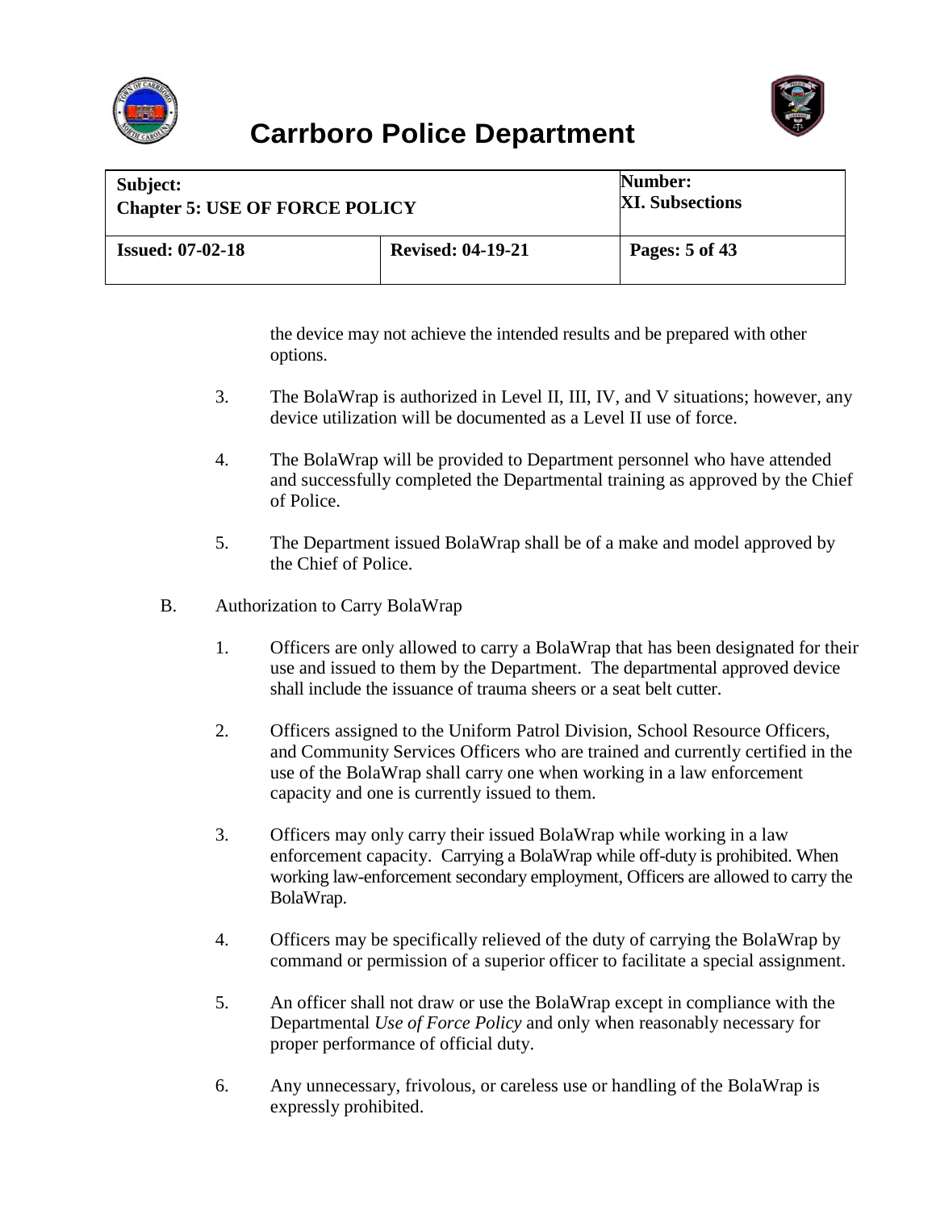the device may not achieve the intended results and be prepared with other options.

3. The BolaWrap is authorized in Level II, III, IV, and V situations; however, any device utilization will be documented as a Level II use of force.

4. The BolaWrap will be provided to Department personnel who have attended and successfully completed the Departmental training as approved by the Chief of Police.

5. The Department issued BolaWrap shall be of a make and model approved by the Chief of Police.

B. Authorization to Carry BolaWrap

1. Officers are only allowed to carry a BolaWrap that has been designated for their use and issued to them by the Department. The departmental approved device shall include the issuance of trauma sheers or a seat belt cutter.

2. Officers assigned to the Uniform Patrol Division, School Resource Officers, and Community Services Officers who are trained and currently certified in the use of the BolaWrap shall carry one when working in a law enforcement capacity and one is currently issued to them.

3. Officers may only carry their issued BolaWrap while working in a law enforcement capacity. Carrying a BolaWrap while off-duty is prohibited. When working law-enforcement secondary employment, Officers are allowed to carry the BolaWrap.

4. Officers may be specifically relieved of the duty of carrying the BolaWrap by command or permission of a superior officer to facilitate a special assignment.

5. An officer shall not draw or use the BolaWrap except in compliance with the Departmental *Use of Force Policy* and only when reasonably necessary for proper performance of official duty.

6. Any unnecessary, frivolous, or careless use or handling of the BolaWrap is expressly prohibited.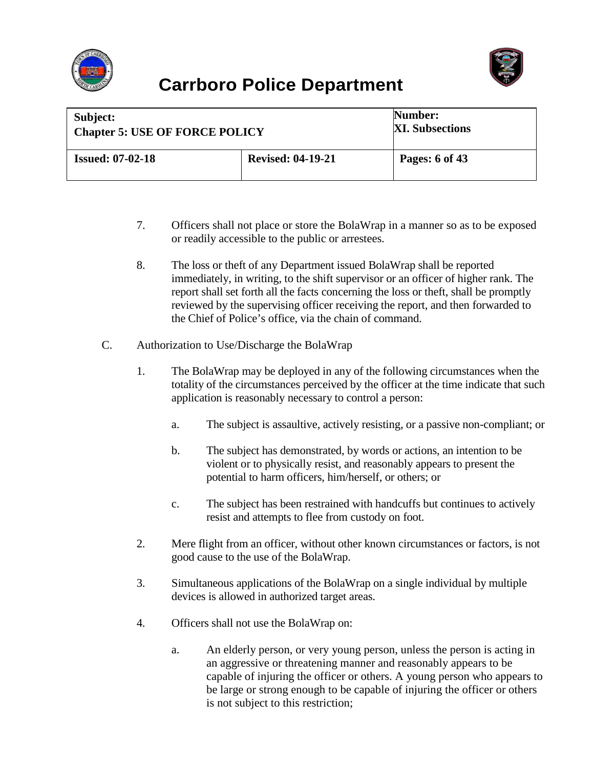7. Officers shall not place or store the BolaWrap in a manner so as to be exposed or readily accessible to the public or arrestees.

8. The loss or theft of any Department issued BolaWrap shall be reported immediately, in writing, to the shift supervisor or an officer of higher rank. The report shall set forth all the facts concerning the loss or theft, shall be promptly reviewed by the supervising officer receiving the report, and then forwarded to the Chief of Police's office, via the chain of command.

C. Authorization to Use/Discharge the BolaWrap

1. The BolaWrap may be deployed in any of the following circumstances when the totality of the circumstances perceived by the officer at the time indicate that such application is reasonably necessary to control a person:

   a. The subject is assaultive, actively resisting, or a passive non-compliant; or

   b. The subject has demonstrated, by words or actions, an intention to be violent or to physically resist, and reasonably appears to present the potential to harm officers, him/herself, or others; or

   c. The subject has been restrained with handcuffs but continues to actively resist and attempts to flee from custody on foot.

2. Mere flight from an officer, without other known circumstances or factors, is not good cause to the use of the BolaWrap.

3. Simultaneous applications of the BolaWrap on a single individual by multiple devices is allowed in authorized target areas.

4. Officers shall not use the BolaWrap on:

   a. An elderly person, or very young person, unless the person is acting in an aggressive or threatening manner and reasonably appears to be capable of injuring the officer or others. A young person who appears to be large or strong enough to be capable of injuring the officer or others is not subject to this restriction;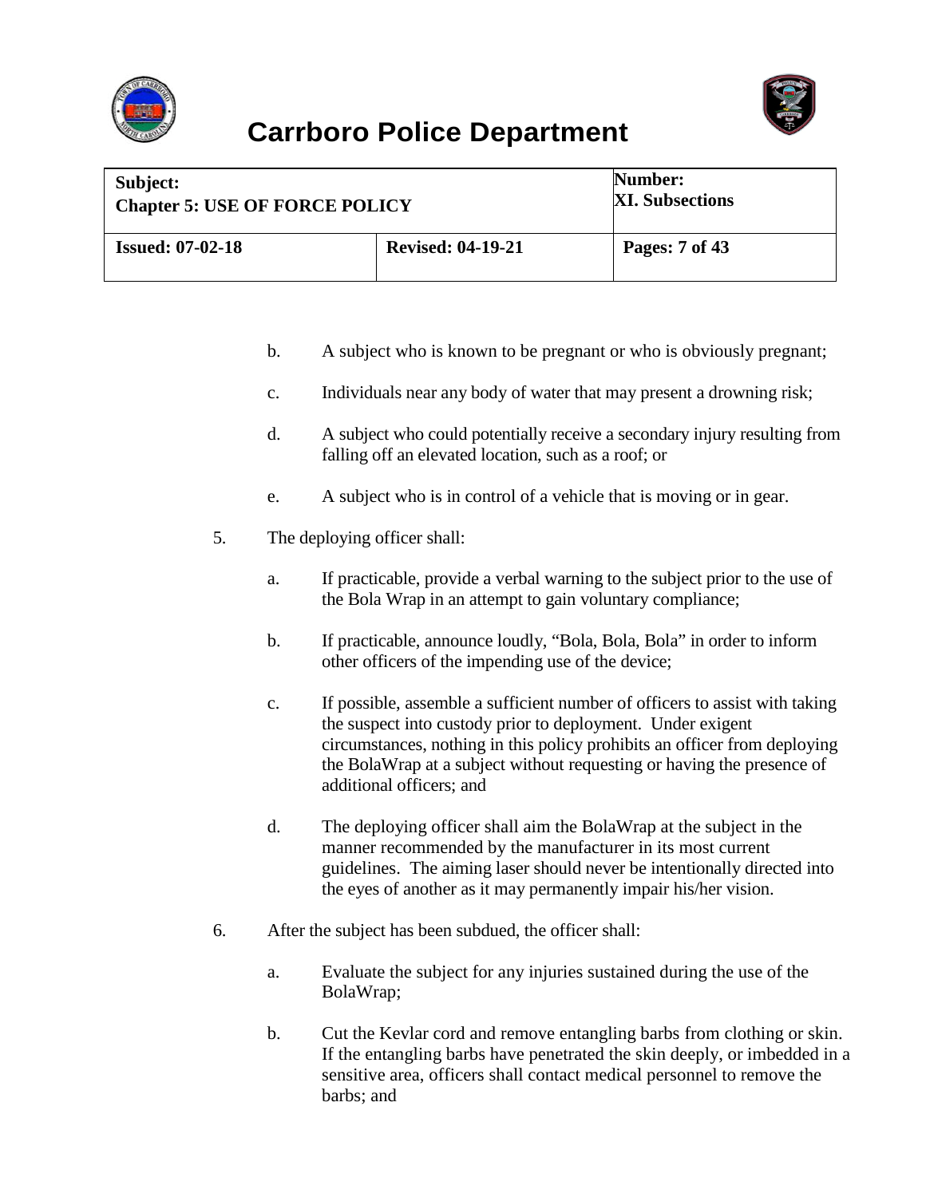b. A subject who is known to be pregnant or who is obviously pregnant;

c. Individuals near any body of water that may present a drowning risk;

d. A subject who could potentially receive a secondary injury resulting from falling off an elevated location, such as a roof; or

e. A subject who is in control of a vehicle that is moving or in gear.

5. The deploying officer shall:

   a. If practicable, provide a verbal warning to the subject prior to the use of the Bola Wrap in an attempt to gain voluntary compliance;

   b. If practicable, announce loudly, "Bola, Bola, Bola" in order to inform other officers of the impending use of the device;

   c. If possible, assemble a sufficient number of officers to assist with taking the suspect into custody prior to deployment. Under exigent circumstances, nothing in this policy prohibits an officer from deploying the BolaWrap at a subject without requesting or having the presence of additional officers; and

   d. The deploying officer shall aim the BolaWrap at the subject in the manner recommended by the manufacturer in its most current guidelines. The aiming laser should never be intentionally directed into the eyes of another as it may permanently impair his/her vision.

6. After the subject has been subdued, the officer shall:

   a. Evaluate the subject for any injuries sustained during the use of the BolaWrap;

   b. Cut the Kevlar cord and remove entangling barbs from clothing or skin. If the entangling barbs have penetrated the skin deeply, or imbedded in a sensitive area, officers shall contact medical personnel to remove the barbs; and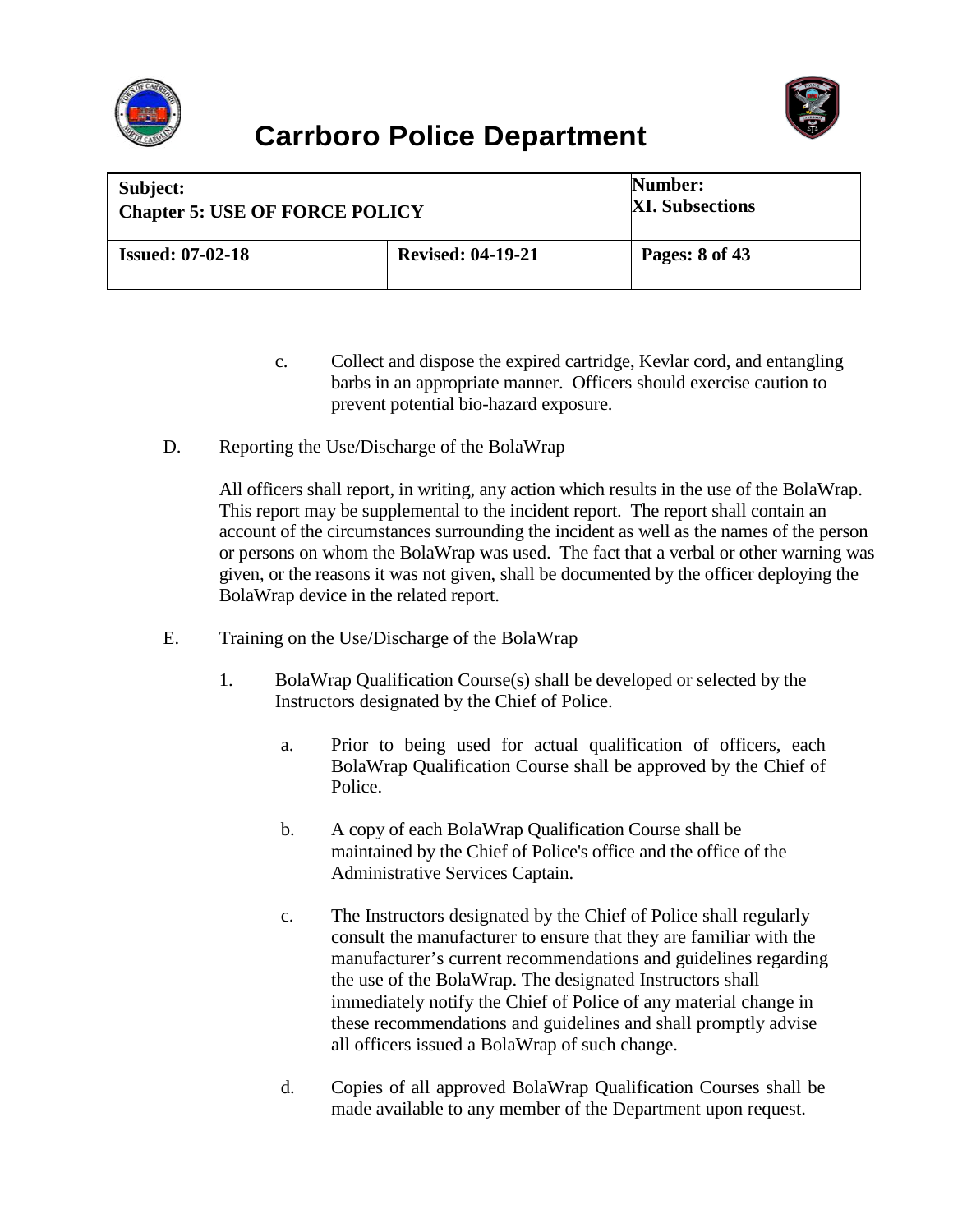c. Collect and dispose the expired cartridge, Kevlar cord, and entangling barbs in an appropriate manner. Officers should exercise caution to prevent potential bio-hazard exposure.

D. Reporting the Use/Discharge of the BolaWrap

All officers shall report, in writing, any action which results in the use of the BolaWrap. This report may be supplemental to the incident report. The report shall contain an account of the circumstances surrounding the incident as well as the names of the person or persons on whom the BolaWrap was used. The fact that a verbal or other warning was given, or the reasons it was not given, shall be documented by the officer deploying the BolaWrap device in the related report.

E. Training on the Use/Discharge of the BolaWrap

1. BolaWrap Qualification Course(s) shall be developed or selected by the Instructors designated by the Chief of Police.

   a. Prior to being used for actual qualification of officers, each BolaWrap Qualification Course shall be approved by the Chief of Police.

   b. A copy of each BolaWrap Qualification Course shall be maintained by the Chief of Police's office and the office of the Administrative Services Captain.

   c. The Instructors designated by the Chief of Police shall regularly consult the manufacturer to ensure that they are familiar with the manufacturer's current recommendations and guidelines regarding the use of the BolaWrap. The designated Instructors shall immediately notify the Chief of Police of any material change in these recommendations and guidelines and shall promptly advise all officers issued a BolaWrap of such change.

   d. Copies of all approved BolaWrap Qualification Courses shall be made available to any member of the Department upon request.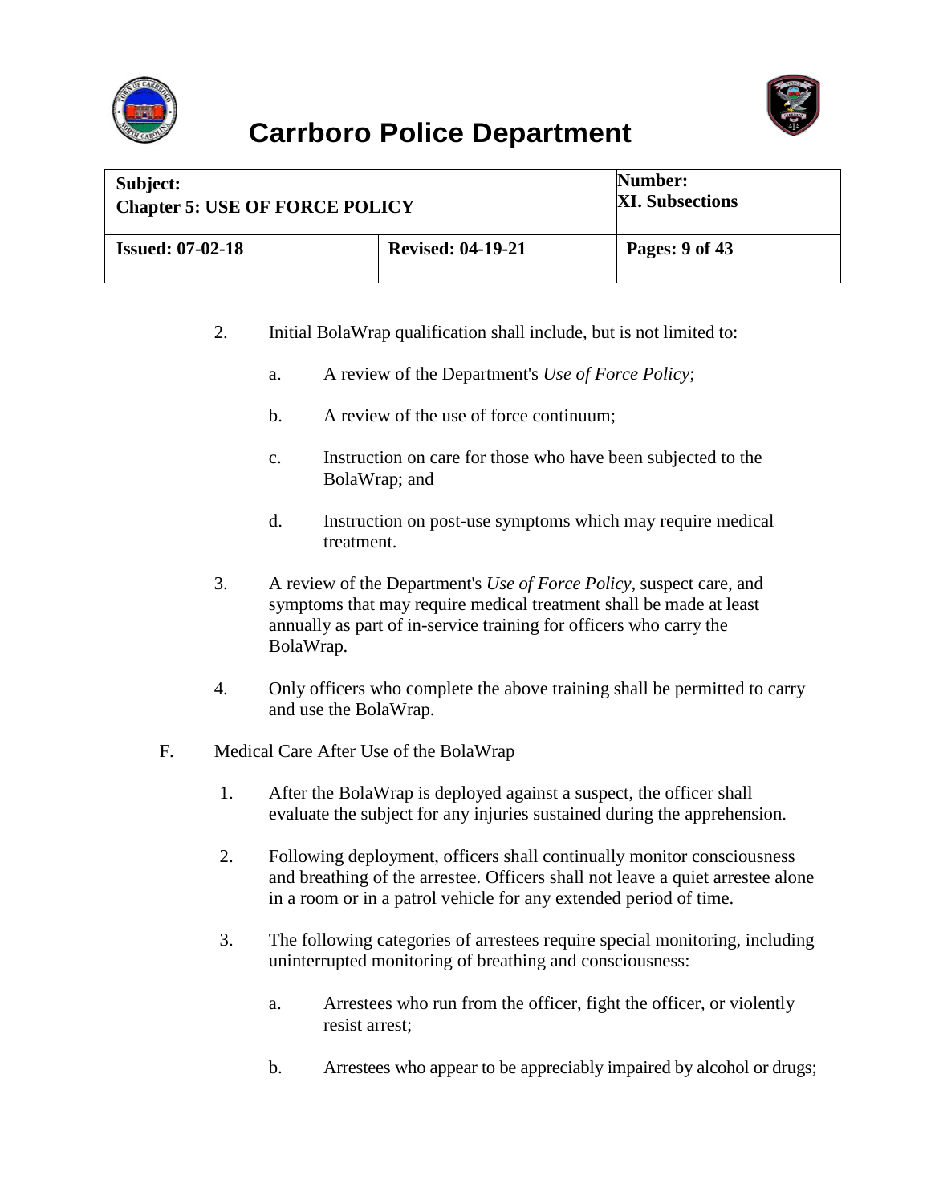2. Initial BolaWrap qualification shall include, but is not limited to:

   a. A review of the Department's *Use of Force Policy*;

   b. A review of the use of force continuum;

   c. Instruction on care for those who have been subjected to the BolaWrap; and

   d. Instruction on post-use symptoms which may require medical treatment.

3. A review of the Department's *Use of Force Policy*, suspect care, and symptoms that may require medical treatment shall be made at least annually as part of in-service training for officers who carry the BolaWrap.

4. Only officers who complete the above training shall be permitted to carry and use the BolaWrap.

F. Medical Care After Use of the BolaWrap

1. After the BolaWrap is deployed against a suspect, the officer shall evaluate the subject for any injuries sustained during the apprehension.

2. Following deployment, officers shall continually monitor consciousness and breathing of the arrestee. Officers shall not leave a quiet arrestee alone in a room or in a patrol vehicle for any extended period of time.

3. The following categories of arrestees require special monitoring, including uninterrupted monitoring of breathing and consciousness:

   a. Arrestees who run from the officer, fight the officer, or violently resist arrest;

   b. Arrestees who appear to be appreciably impaired by alcohol or drugs;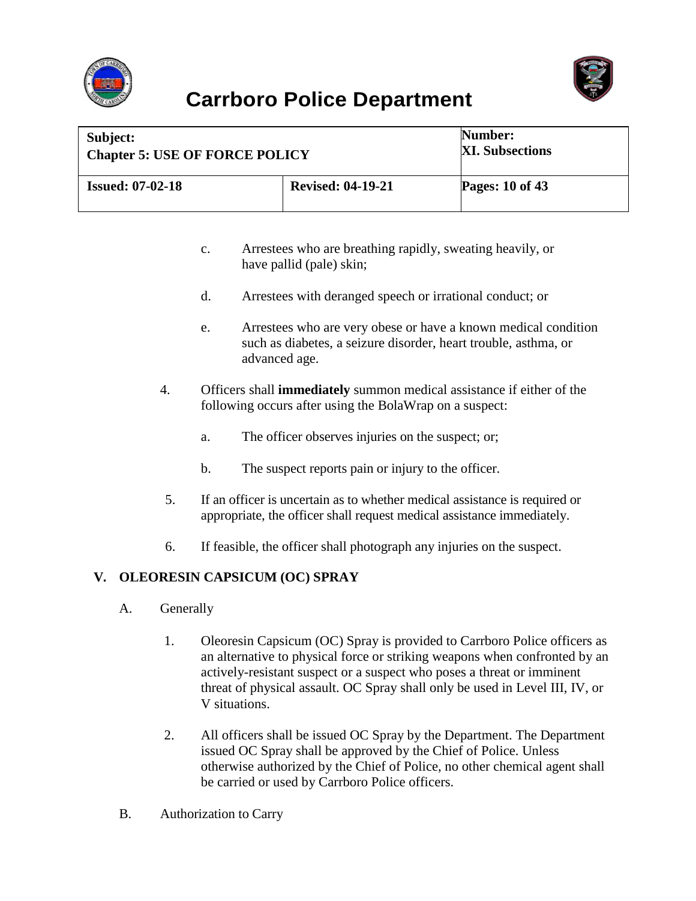c. Arrestees who are breathing rapidly, sweating heavily, or have pallid (pale) skin;

d. Arrestees with deranged speech or irrational conduct; or

e. Arrestees who are very obese or have a known medical condition such as diabetes, a seizure disorder, heart trouble, asthma, or advanced age.

4. Officers shall **immediately** summon medical assistance if either of the following occurs after using the BolaWrap on a suspect:

a. The officer observes injuries on the suspect; or;

b. The suspect reports pain or injury to the officer.

5. If an officer is uncertain as to whether medical assistance is required or appropriate, the officer shall request medical assistance immediately.

6. If feasible, the officer shall photograph any injuries on the suspect.

## V. OLEORESIN CAPSICUM (OC) SPRAY

A. Generally

1. Oleoresin Capsicum (OC) Spray is provided to Carrboro Police officers as an alternative to physical force or striking weapons when confronted by an actively-resistant suspect or a suspect who poses a threat or imminent threat of physical assault. OC Spray shall only be used in Level III, IV, or V situations.

2. All officers shall be issued OC Spray by the Department. The Department issued OC Spray shall be approved by the Chief of Police. Unless otherwise authorized by the Chief of Police, no other chemical agent shall be carried or used by Carrboro Police officers.

B. Authorization to Carry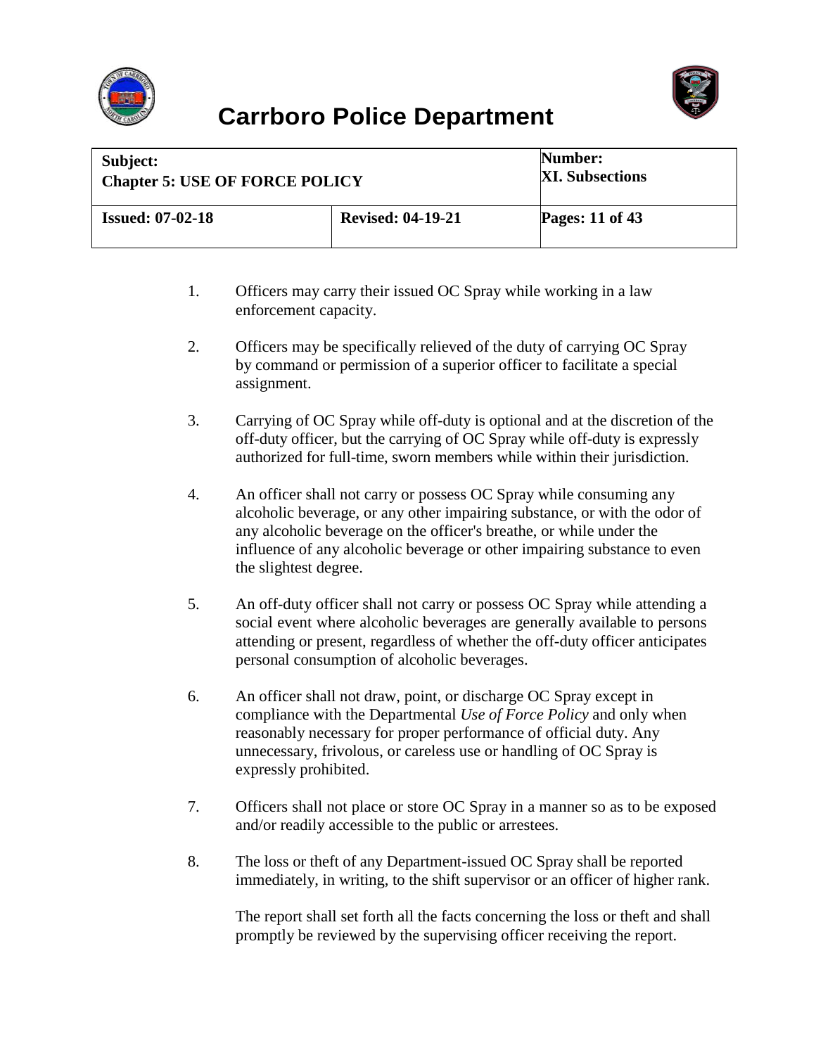1. Officers may carry their issued OC Spray while working in a law enforcement capacity.

2. Officers may be specifically relieved of the duty of carrying OC Spray by command or permission of a superior officer to facilitate a special assignment.

3. Carrying of OC Spray while off-duty is optional and at the discretion of the off-duty officer, but the carrying of OC Spray while off-duty is expressly authorized for full-time, sworn members while within their jurisdiction.

4. An officer shall not carry or possess OC Spray while consuming any alcoholic beverage, or any other impairing substance, or with the odor of any alcoholic beverage on the officer's breathe, or while under the influence of any alcoholic beverage or other impairing substance to even the slightest degree.

5. An off-duty officer shall not carry or possess OC Spray while attending a social event where alcoholic beverages are generally available to persons attending or present, regardless of whether the off-duty officer anticipates personal consumption of alcoholic beverages.

6. An officer shall not draw, point, or discharge OC Spray except in compliance with the Departmental *Use of Force Policy* and only when reasonably necessary for proper performance of official duty. Any unnecessary, frivolous, or careless use or handling of OC Spray is expressly prohibited.

7. Officers shall not place or store OC Spray in a manner so as to be exposed and/or readily accessible to the public or arrestees.

8. The loss or theft of any Department-issued OC Spray shall be reported immediately, in writing, to the shift supervisor or an officer of higher rank.

   The report shall set forth all the facts concerning the loss or theft and shall promptly be reviewed by the supervising officer receiving the report.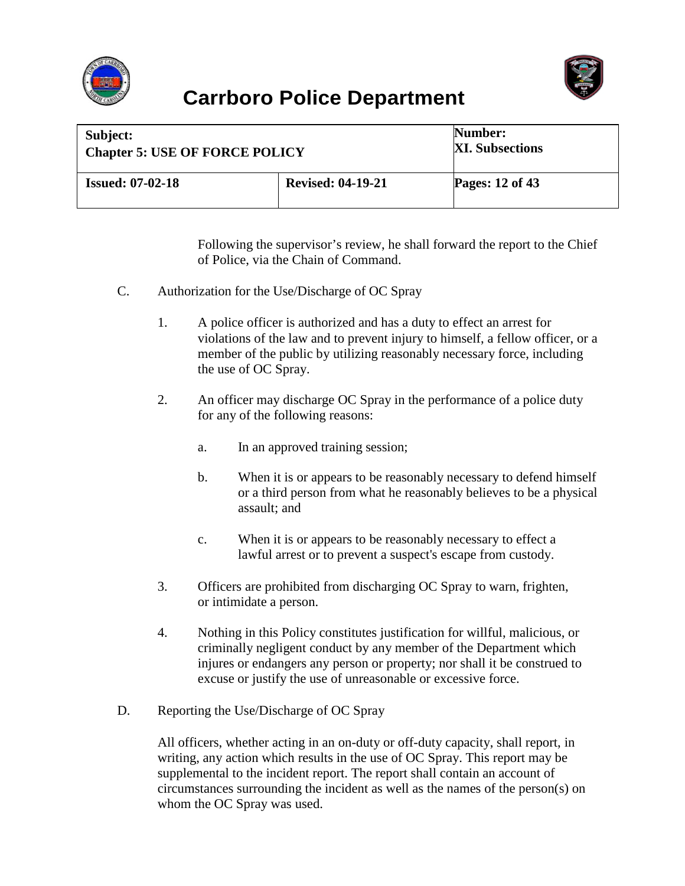Following the supervisor's review, he shall forward the report to the Chief of Police, via the Chain of Command.

C. Authorization for the Use/Discharge of OC Spray

1. A police officer is authorized and has a duty to effect an arrest for violations of the law and to prevent injury to himself, a fellow officer, or a member of the public by utilizing reasonably necessary force, including the use of OC Spray.

2. An officer may discharge OC Spray in the performance of a police duty for any of the following reasons:

   a. In an approved training session;

   b. When it is or appears to be reasonably necessary to defend himself or a third person from what he reasonably believes to be a physical assault; and

   c. When it is or appears to be reasonably necessary to effect a lawful arrest or to prevent a suspect's escape from custody.

3. Officers are prohibited from discharging OC Spray to warn, frighten, or intimidate a person.

4. Nothing in this Policy constitutes justification for willful, malicious, or criminally negligent conduct by any member of the Department which injures or endangers any person or property; nor shall it be construed to excuse or justify the use of unreasonable or excessive force.

D. Reporting the Use/Discharge of OC Spray

All officers, whether acting in an on-duty or off-duty capacity, shall report, in writing, any action which results in the use of OC Spray. This report may be supplemental to the incident report. The report shall contain an account of circumstances surrounding the incident as well as the names of the person(s) on whom the OC Spray was used.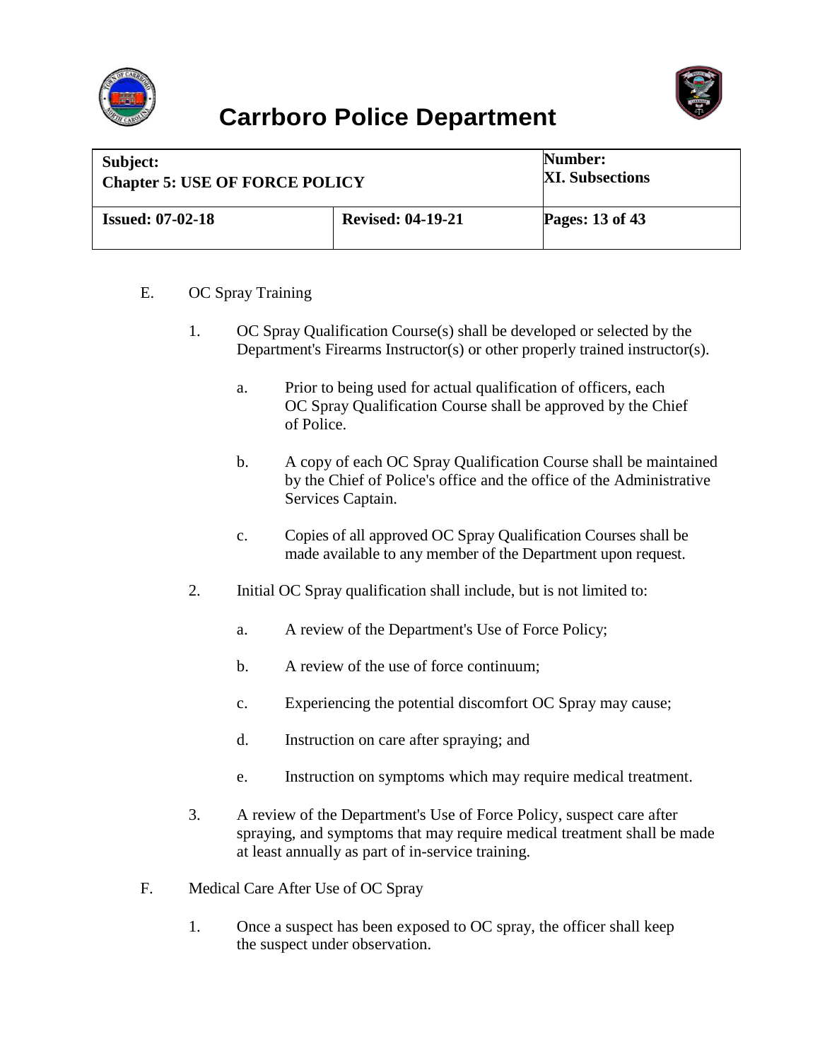E. OC Spray Training

1. OC Spray Qualification Course(s) shall be developed or selected by the Department's Firearms Instructor(s) or other properly trained instructor(s).

   a. Prior to being used for actual qualification of officers, each OC Spray Qualification Course shall be approved by the Chief of Police.

   b. A copy of each OC Spray Qualification Course shall be maintained by the Chief of Police's office and the office of the Administrative Services Captain.

   c. Copies of all approved OC Spray Qualification Courses shall be made available to any member of the Department upon request.

2. Initial OC Spray qualification shall include, but is not limited to:

   a. A review of the Department's Use of Force Policy;

   b. A review of the use of force continuum;

   c. Experiencing the potential discomfort OC Spray may cause;

   d. Instruction on care after spraying; and

   e. Instruction on symptoms which may require medical treatment.

3. A review of the Department's Use of Force Policy, suspect care after spraying, and symptoms that may require medical treatment shall be made at least annually as part of in-service training.

F. Medical Care After Use of OC Spray

1. Once a suspect has been exposed to OC spray, the officer shall keep the suspect under observation.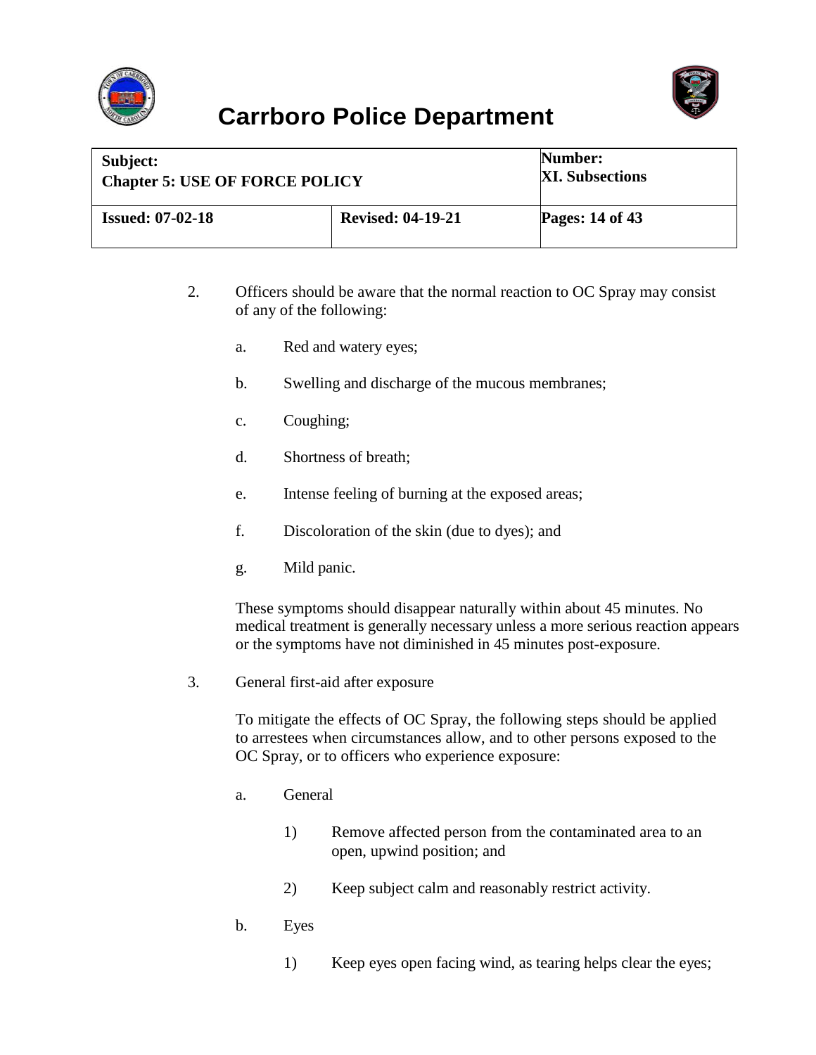2. Officers should be aware that the normal reaction to OC Spray may consist of any of the following:

   a. Red and watery eyes;

   b. Swelling and discharge of the mucous membranes;

   c. Coughing;

   d. Shortness of breath;

   e. Intense feeling of burning at the exposed areas;

   f. Discoloration of the skin (due to dyes); and

   g. Mild panic.

   These symptoms should disappear naturally within about 45 minutes. No medical treatment is generally necessary unless a more serious reaction appears or the symptoms have not diminished in 45 minutes post-exposure.

3. General first-aid after exposure

   To mitigate the effects of OC Spray, the following steps should be applied to arrestees when circumstances allow, and to other persons exposed to the OC Spray, or to officers who experience exposure:

   a. General

      1) Remove affected person from the contaminated area to an open, upwind position; and

      2) Keep subject calm and reasonably restrict activity.

   b. Eyes

      1) Keep eyes open facing wind, as tearing helps clear the eyes;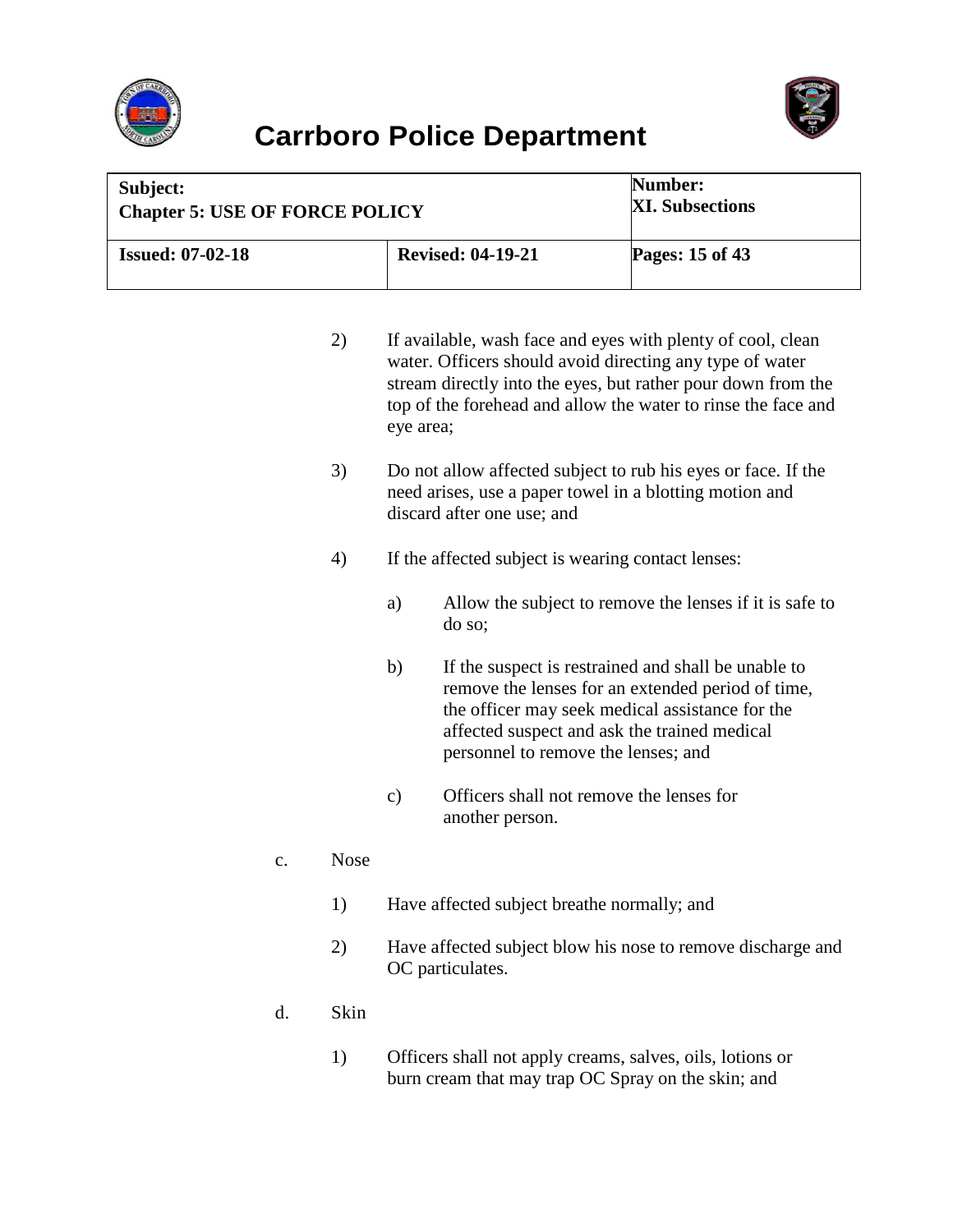2) If available, wash face and eyes with plenty of cool, clean water. Officers should avoid directing any type of water stream directly into the eyes, but rather pour down from the top of the forehead and allow the water to rinse the face and eye area;

3) Do not allow affected subject to rub his eyes or face. If the need arises, use a paper towel in a blotting motion and discard after one use; and

4) If the affected subject is wearing contact lenses:

   a) Allow the subject to remove the lenses if it is safe to do so;

   b) If the suspect is restrained and shall be unable to remove the lenses for an extended period of time, the officer may seek medical assistance for the affected suspect and ask the trained medical personnel to remove the lenses; and

   c) Officers shall not remove the lenses for another person.

c. Nose

1) Have affected subject breathe normally; and

2) Have affected subject blow his nose to remove discharge and OC particulates.

d. Skin

1) Officers shall not apply creams, salves, oils, lotions or burn cream that may trap OC Spray on the skin; and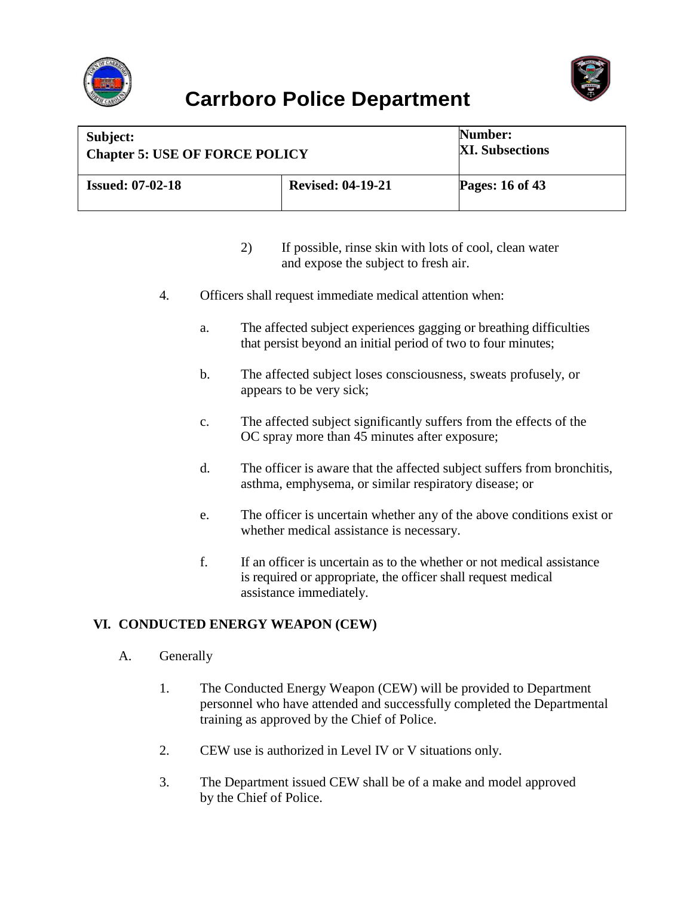2) If possible, rinse skin with lots of cool, clean water and expose the subject to fresh air.

4. Officers shall request immediate medical attention when:

   a. The affected subject experiences gagging or breathing difficulties that persist beyond an initial period of two to four minutes;

   b. The affected subject loses consciousness, sweats profusely, or appears to be very sick;

   c. The affected subject significantly suffers from the effects of the OC spray more than 45 minutes after exposure;

   d. The officer is aware that the affected subject suffers from bronchitis, asthma, emphysema, or similar respiratory disease; or

   e. The officer is uncertain whether any of the above conditions exist or whether medical assistance is necessary.

   f. If an officer is uncertain as to the whether or not medical assistance is required or appropriate, the officer shall request medical assistance immediately.

## VI. CONDUCTED ENERGY WEAPON (CEW)

A. Generally

1. The Conducted Energy Weapon (CEW) will be provided to Department personnel who have attended and successfully completed the Departmental training as approved by the Chief of Police.

2. CEW use is authorized in Level IV or V situations only.

3. The Department issued CEW shall be of a make and model approved by the Chief of Police.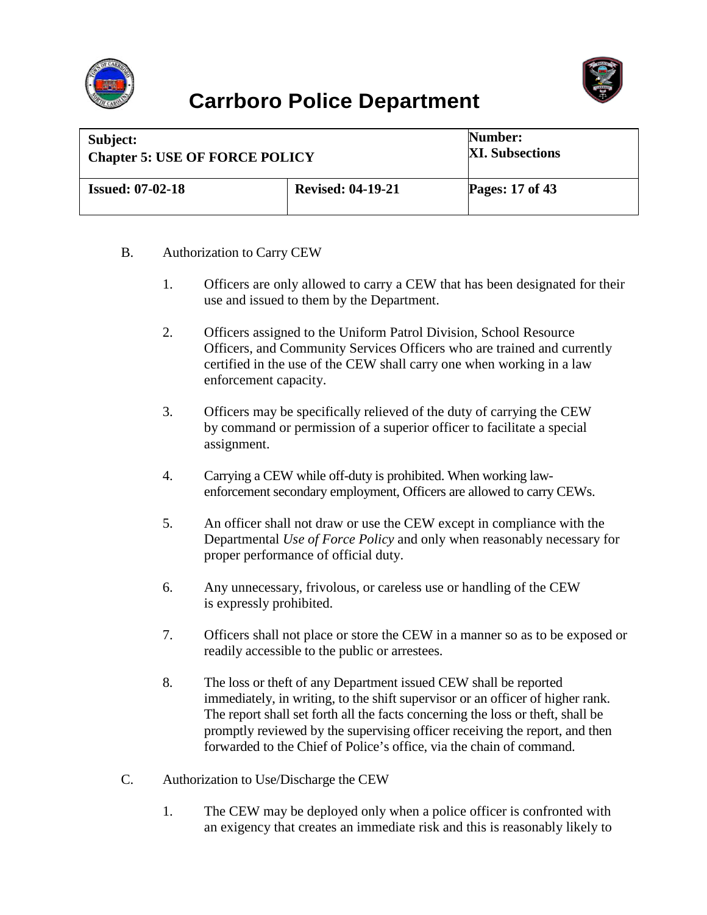B. Authorization to Carry CEW

1. Officers are only allowed to carry a CEW that has been designated for their use and issued to them by the Department.

2. Officers assigned to the Uniform Patrol Division, School Resource Officers, and Community Services Officers who are trained and currently certified in the use of the CEW shall carry one when working in a law enforcement capacity.

3. Officers may be specifically relieved of the duty of carrying the CEW by command or permission of a superior officer to facilitate a special assignment.

4. Carrying a CEW while off-duty is prohibited. When working law-enforcement secondary employment, Officers are allowed to carry CEWs.

5. An officer shall not draw or use the CEW except in compliance with the Departmental *Use of Force Policy* and only when reasonably necessary for proper performance of official duty.

6. Any unnecessary, frivolous, or careless use or handling of the CEW is expressly prohibited.

7. Officers shall not place or store the CEW in a manner so as to be exposed or readily accessible to the public or arrestees.

8. The loss or theft of any Department issued CEW shall be reported immediately, in writing, to the shift supervisor or an officer of higher rank. The report shall set forth all the facts concerning the loss or theft, shall be promptly reviewed by the supervising officer receiving the report, and then forwarded to the Chief of Police's office, via the chain of command.

C. Authorization to Use/Discharge the CEW

1. The CEW may be deployed only when a police officer is confronted with an exigency that creates an immediate risk and this is reasonably likely to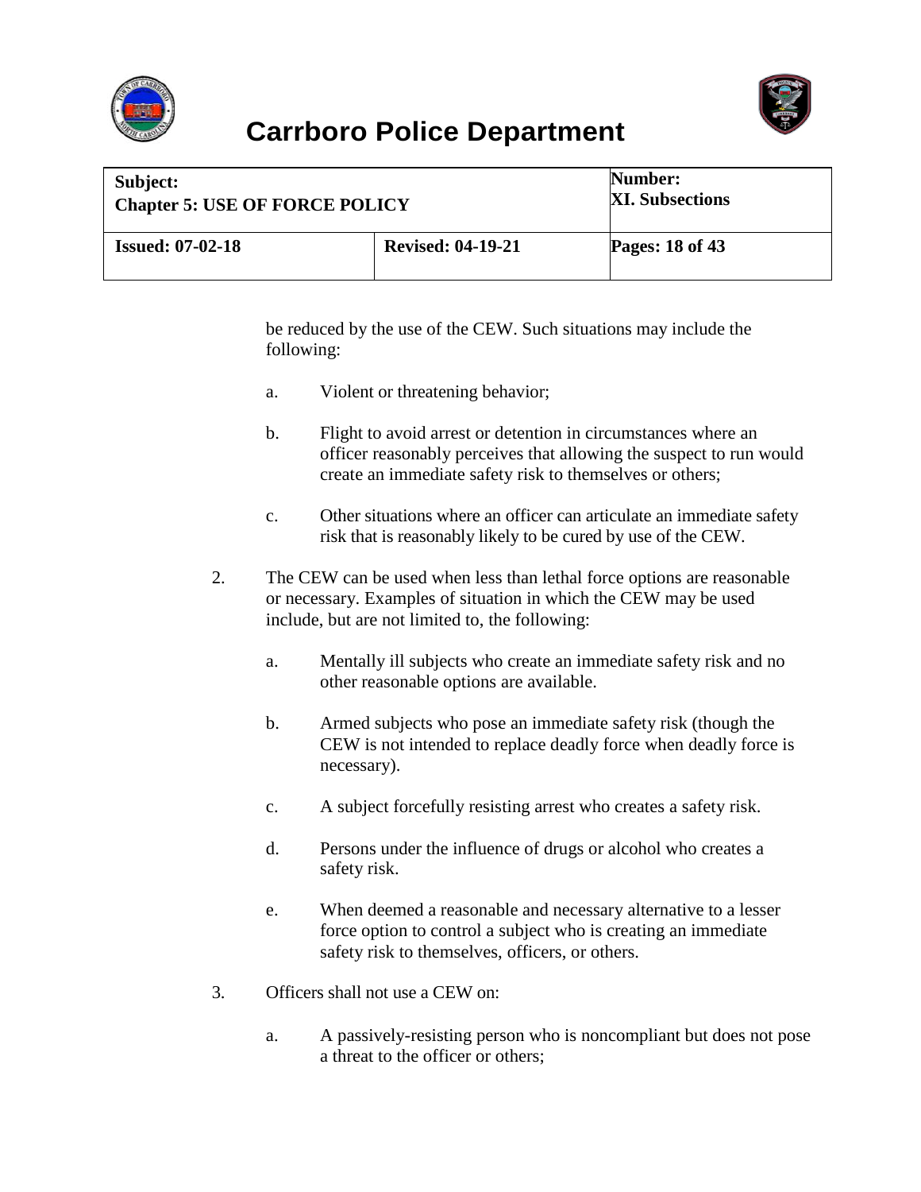be reduced by the use of the CEW. Such situations may include the following:

a. Violent or threatening behavior;

b. Flight to avoid arrest or detention in circumstances where an officer reasonably perceives that allowing the suspect to run would create an immediate safety risk to themselves or others;

c. Other situations where an officer can articulate an immediate safety risk that is reasonably likely to be cured by use of the CEW.

2. The CEW can be used when less than lethal force options are reasonable or necessary. Examples of situation in which the CEW may be used include, but are not limited to, the following:

   a. Mentally ill subjects who create an immediate safety risk and no other reasonable options are available.

   b. Armed subjects who pose an immediate safety risk (though the CEW is not intended to replace deadly force when deadly force is necessary).

   c. A subject forcefully resisting arrest who creates a safety risk.

   d. Persons under the influence of drugs or alcohol who creates a safety risk.

   e. When deemed a reasonable and necessary alternative to a lesser force option to control a subject who is creating an immediate safety risk to themselves, officers, or others.

3. Officers shall not use a CEW on:

   a. A passively-resisting person who is noncompliant but does not pose a threat to the officer or others;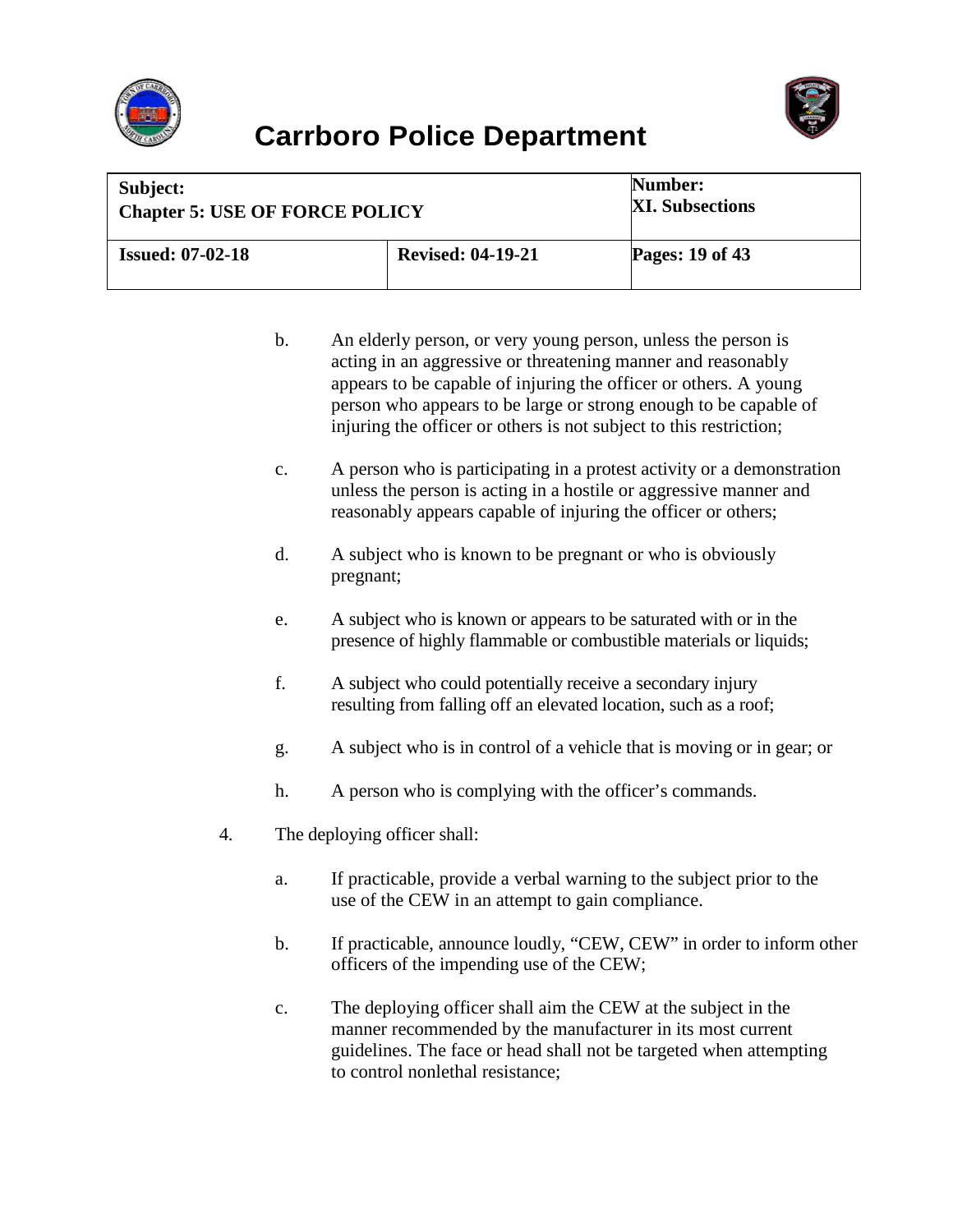b. An elderly person, or very young person, unless the person is acting in an aggressive or threatening manner and reasonably appears to be capable of injuring the officer or others. A young person who appears to be large or strong enough to be capable of injuring the officer or others is not subject to this restriction;

c. A person who is participating in a protest activity or a demonstration unless the person is acting in a hostile or aggressive manner and reasonably appears capable of injuring the officer or others;

d. A subject who is known to be pregnant or who is obviously pregnant;

e. A subject who is known or appears to be saturated with or in the presence of highly flammable or combustible materials or liquids;

f. A subject who could potentially receive a secondary injury resulting from falling off an elevated location, such as a roof;

g. A subject who is in control of a vehicle that is moving or in gear; or

h. A person who is complying with the officer's commands.

4. The deploying officer shall:

a. If practicable, provide a verbal warning to the subject prior to the use of the CEW in an attempt to gain compliance.

b. If practicable, announce loudly, "CEW, CEW" in order to inform other officers of the impending use of the CEW;

c. The deploying officer shall aim the CEW at the subject in the manner recommended by the manufacturer in its most current guidelines. The face or head shall not be targeted when attempting to control nonlethal resistance;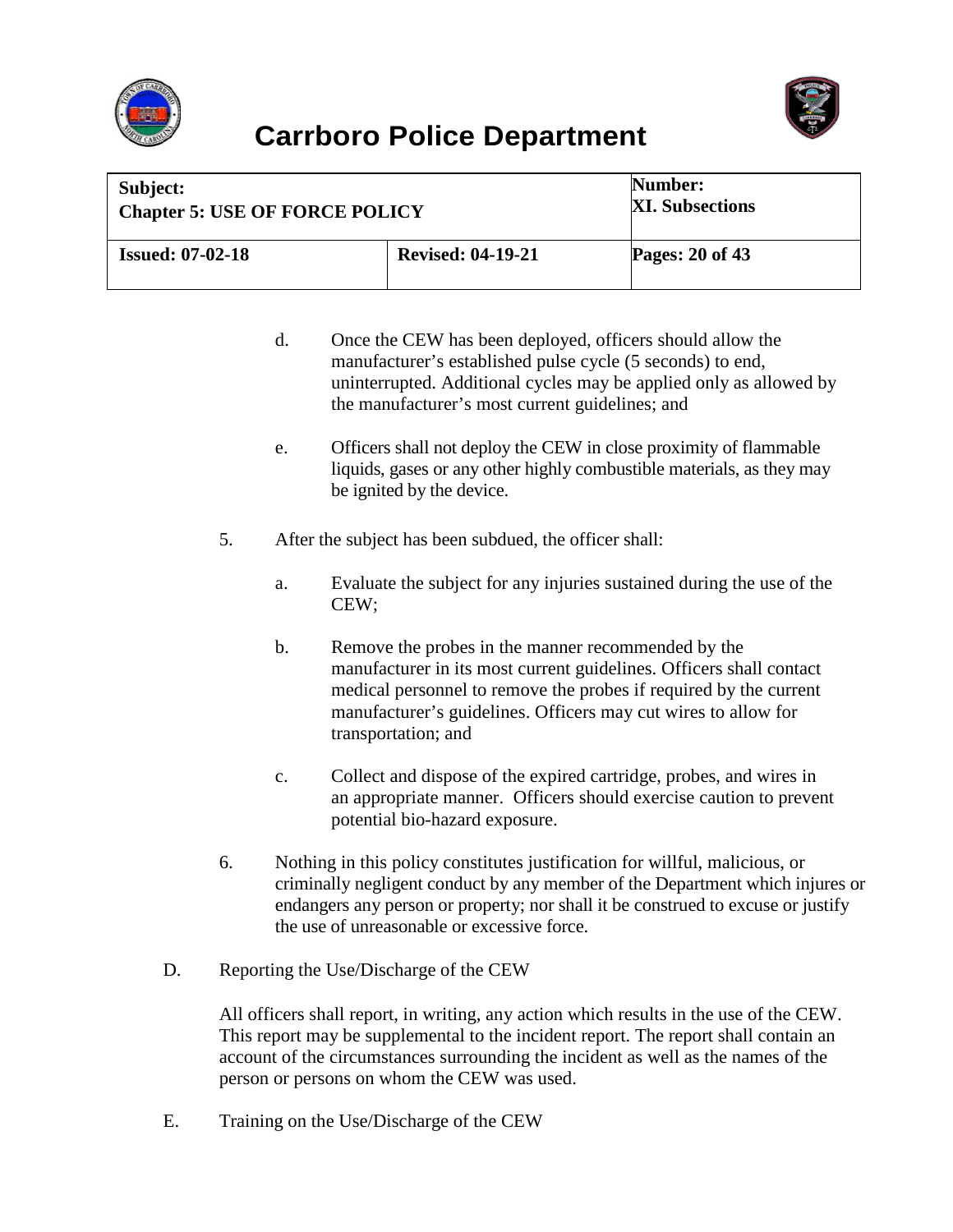d. Once the CEW has been deployed, officers should allow the manufacturer's established pulse cycle (5 seconds) to end, uninterrupted. Additional cycles may be applied only as allowed by the manufacturer's most current guidelines; and

e. Officers shall not deploy the CEW in close proximity of flammable liquids, gases or any other highly combustible materials, as they may be ignited by the device.

5. After the subject has been subdued, the officer shall:

a. Evaluate the subject for any injuries sustained during the use of the CEW;

b. Remove the probes in the manner recommended by the manufacturer in its most current guidelines. Officers shall contact medical personnel to remove the probes if required by the current manufacturer's guidelines. Officers may cut wires to allow for transportation; and

c. Collect and dispose of the expired cartridge, probes, and wires in an appropriate manner. Officers should exercise caution to prevent potential bio-hazard exposure.

6. Nothing in this policy constitutes justification for willful, malicious, or criminally negligent conduct by any member of the Department which injures or endangers any person or property; nor shall it be construed to excuse or justify the use of unreasonable or excessive force.

D. Reporting the Use/Discharge of the CEW

All officers shall report, in writing, any action which results in the use of the CEW. This report may be supplemental to the incident report. The report shall contain an account of the circumstances surrounding the incident as well as the names of the person or persons on whom the CEW was used.

E. Training on the Use/Discharge of the CEW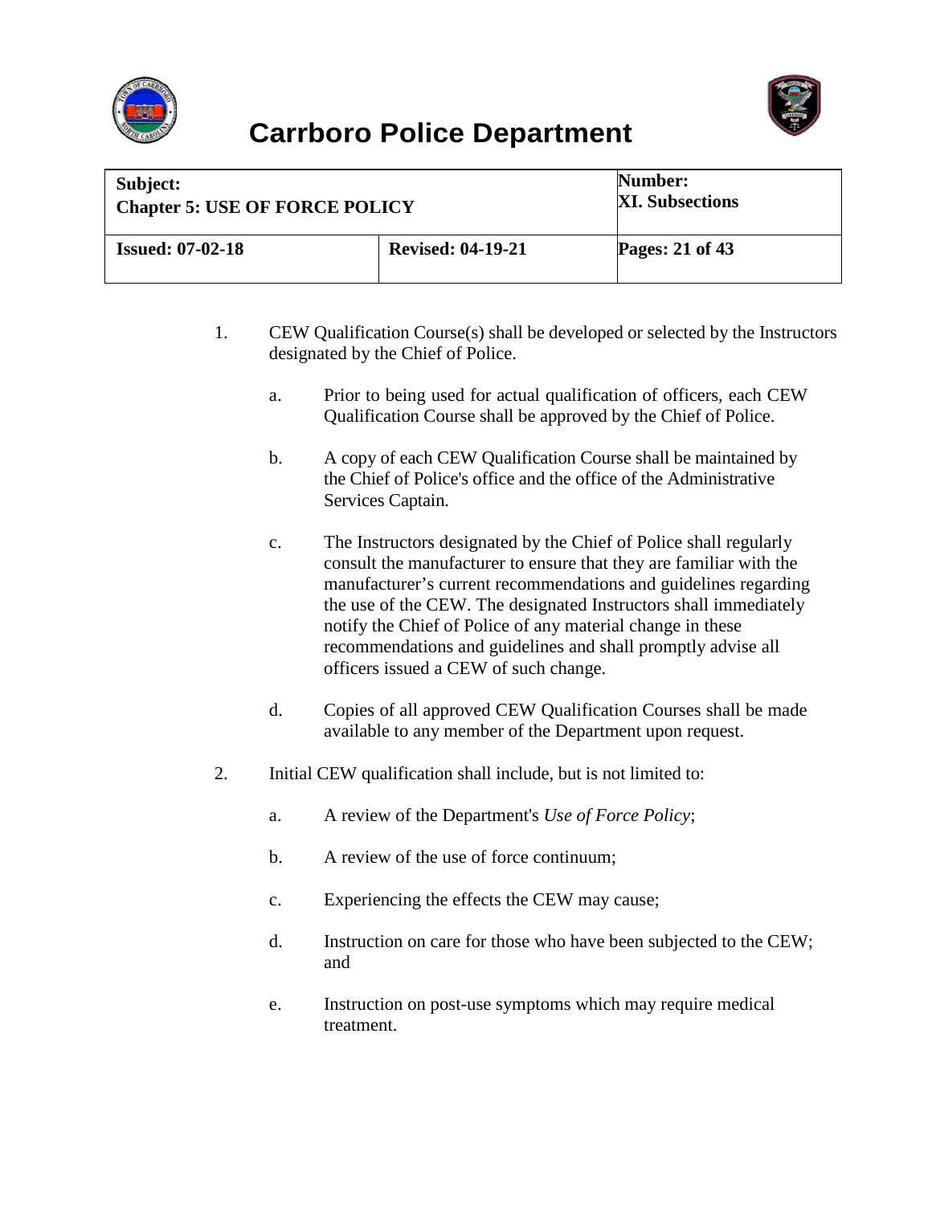1. CEW Qualification Course(s) shall be developed or selected by the Instructors designated by the Chief of Police.

    a. Prior to being used for actual qualification of officers, each CEW Qualification Course shall be approved by the Chief of Police.

    b. A copy of each CEW Qualification Course shall be maintained by the Chief of Police's office and the office of the Administrative Services Captain.

    c. The Instructors designated by the Chief of Police shall regularly consult the manufacturer to ensure that they are familiar with the manufacturer's current recommendations and guidelines regarding the use of the CEW. The designated Instructors shall immediately notify the Chief of Police of any material change in these recommendations and guidelines and shall promptly advise all officers issued a CEW of such change.

    d. Copies of all approved CEW Qualification Courses shall be made available to any member of the Department upon request.

2. Initial CEW qualification shall include, but is not limited to:

    a. A review of the Department's *Use of Force Policy*;

    b. A review of the use of force continuum;

    c. Experiencing the effects the CEW may cause;

    d. Instruction on care for those who have been subjected to the CEW; and

    e. Instruction on post-use symptoms which may require medical treatment.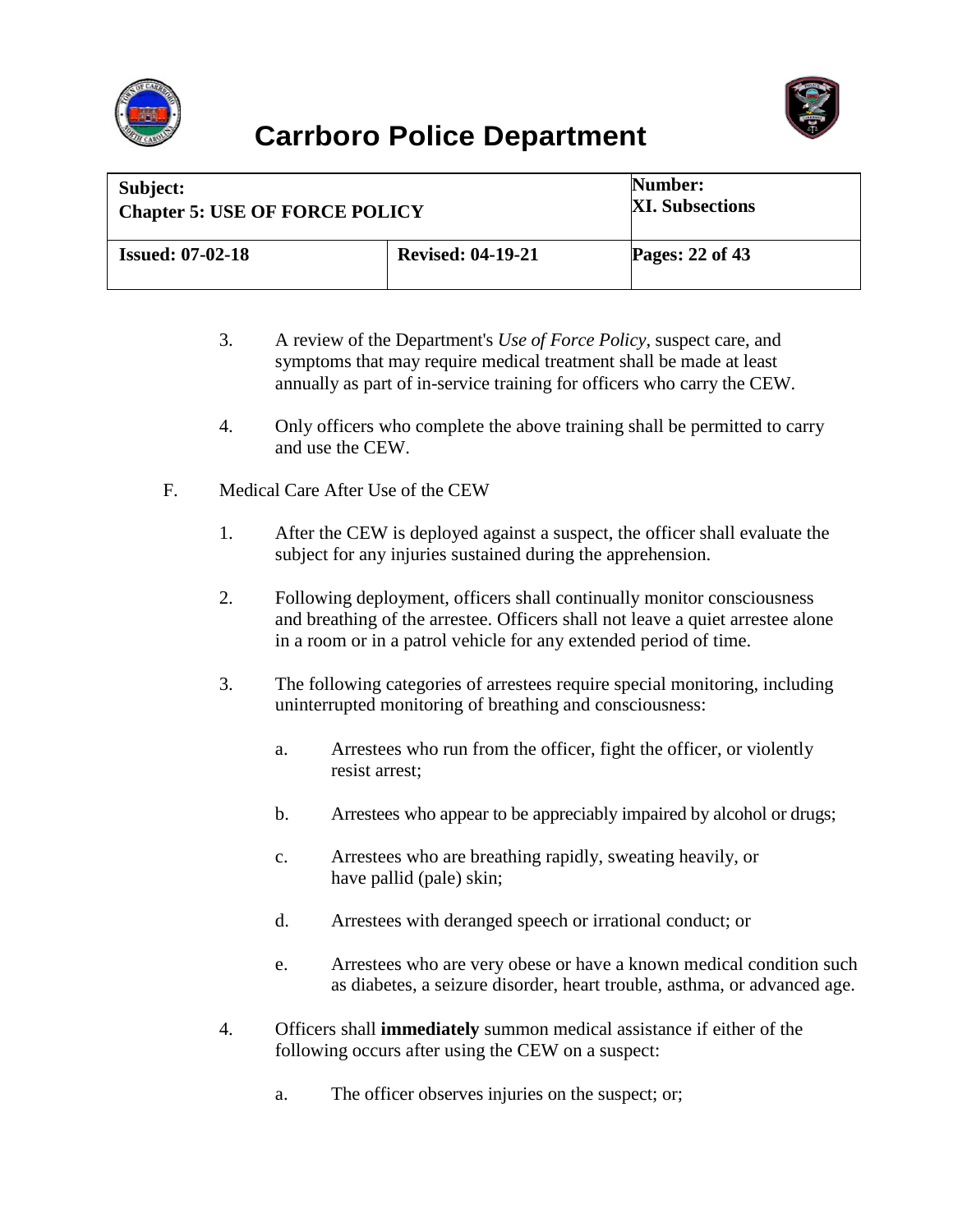3. A review of the Department's *Use of Force Policy*, suspect care, and symptoms that may require medical treatment shall be made at least annually as part of in-service training for officers who carry the CEW.

4. Only officers who complete the above training shall be permitted to carry and use the CEW.

F. Medical Care After Use of the CEW

1. After the CEW is deployed against a suspect, the officer shall evaluate the subject for any injuries sustained during the apprehension.

2. Following deployment, officers shall continually monitor consciousness and breathing of the arrestee. Officers shall not leave a quiet arrestee alone in a room or in a patrol vehicle for any extended period of time.

3. The following categories of arrestees require special monitoring, including uninterrupted monitoring of breathing and consciousness:

   a. Arrestees who run from the officer, fight the officer, or violently resist arrest;

   b. Arrestees who appear to be appreciably impaired by alcohol or drugs;

   c. Arrestees who are breathing rapidly, sweating heavily, or have pallid (pale) skin;

   d. Arrestees with deranged speech or irrational conduct; or

   e. Arrestees who are very obese or have a known medical condition such as diabetes, a seizure disorder, heart trouble, asthma, or advanced age.

4. Officers shall **immediately** summon medical assistance if either of the following occurs after using the CEW on a suspect:

   a. The officer observes injuries on the suspect; or;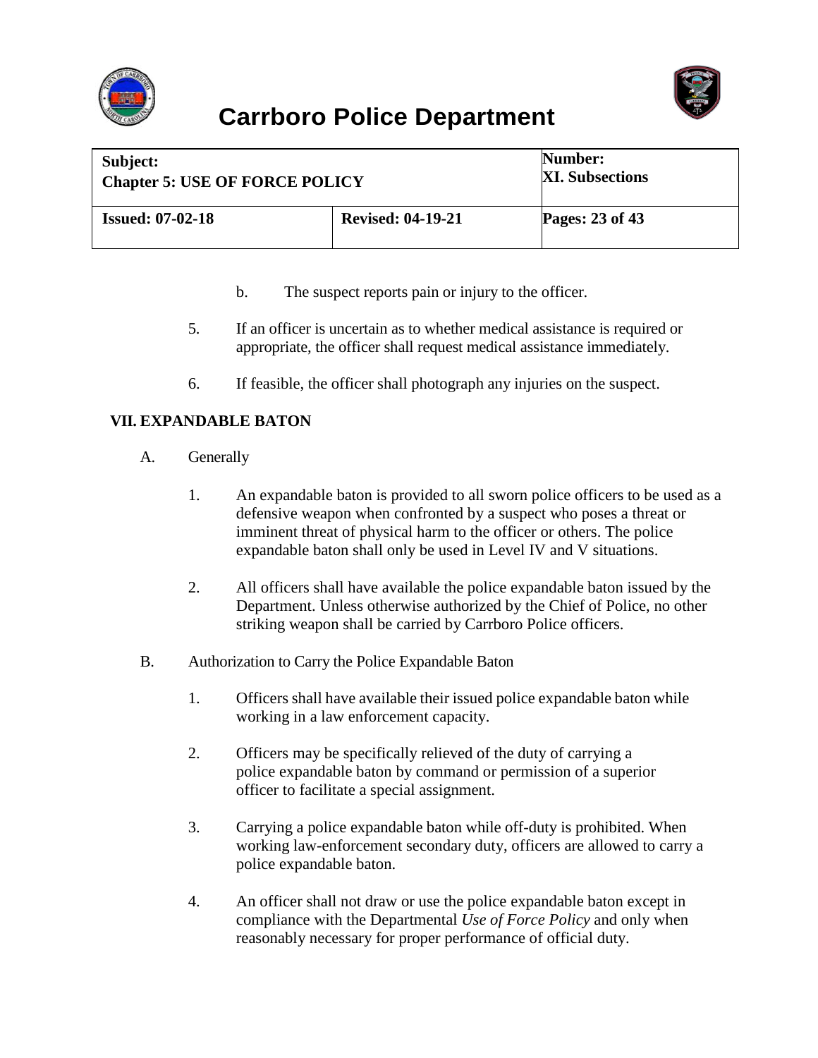b. The suspect reports pain or injury to the officer.

5. If an officer is uncertain as to whether medical assistance is required or appropriate, the officer shall request medical assistance immediately.

6. If feasible, the officer shall photograph any injuries on the suspect.

## VII. EXPANDABLE BATON

A. Generally

1. An expandable baton is provided to all sworn police officers to be used as a defensive weapon when confronted by a suspect who poses a threat or imminent threat of physical harm to the officer or others. The police expandable baton shall only be used in Level IV and V situations.

2. All officers shall have available the police expandable baton issued by the Department. Unless otherwise authorized by the Chief of Police, no other striking weapon shall be carried by Carrboro Police officers.

B. Authorization to Carry the Police Expandable Baton

1. Officers shall have available their issued police expandable baton while working in a law enforcement capacity.

2. Officers may be specifically relieved of the duty of carrying a police expandable baton by command or permission of a superior officer to facilitate a special assignment.

3. Carrying a police expandable baton while off-duty is prohibited. When working law-enforcement secondary duty, officers are allowed to carry a police expandable baton.

4. An officer shall not draw or use the police expandable baton except in compliance with the Departmental *Use of Force Policy* and only when reasonably necessary for proper performance of official duty.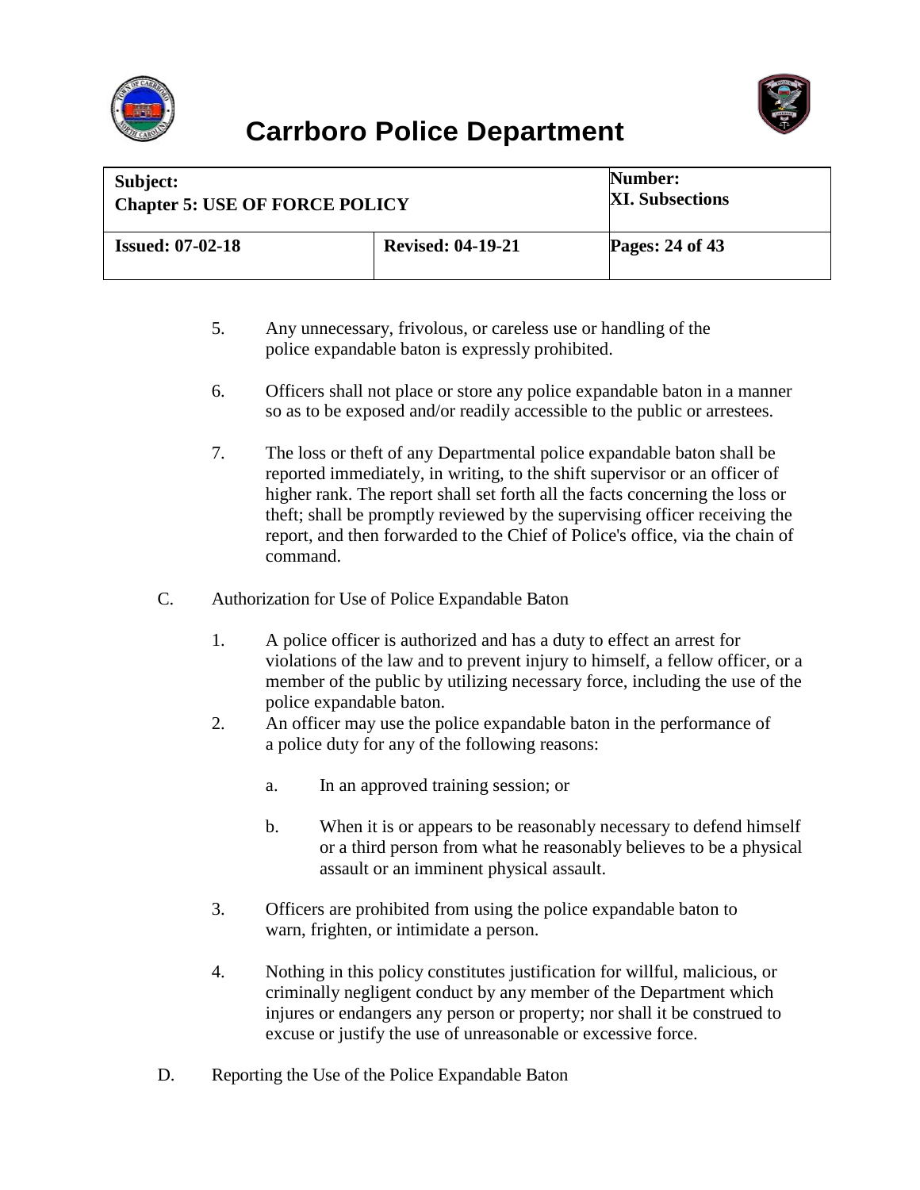5. Any unnecessary, frivolous, or careless use or handling of the police expandable baton is expressly prohibited.

6. Officers shall not place or store any police expandable baton in a manner so as to be exposed and/or readily accessible to the public or arrestees.

7. The loss or theft of any Departmental police expandable baton shall be reported immediately, in writing, to the shift supervisor or an officer of higher rank. The report shall set forth all the facts concerning the loss or theft; shall be promptly reviewed by the supervising officer receiving the report, and then forwarded to the Chief of Police's office, via the chain of command.

C. Authorization for Use of Police Expandable Baton

1. A police officer is authorized and has a duty to effect an arrest for violations of the law and to prevent injury to himself, a fellow officer, or a member of the public by utilizing necessary force, including the use of the police expandable baton.

2. An officer may use the police expandable baton in the performance of a police duty for any of the following reasons:

   a. In an approved training session; or

   b. When it is or appears to be reasonably necessary to defend himself or a third person from what he reasonably believes to be a physical assault or an imminent physical assault.

3. Officers are prohibited from using the police expandable baton to warn, frighten, or intimidate a person.

4. Nothing in this policy constitutes justification for willful, malicious, or criminally negligent conduct by any member of the Department which injures or endangers any person or property; nor shall it be construed to excuse or justify the use of unreasonable or excessive force.

D. Reporting the Use of the Police Expandable Baton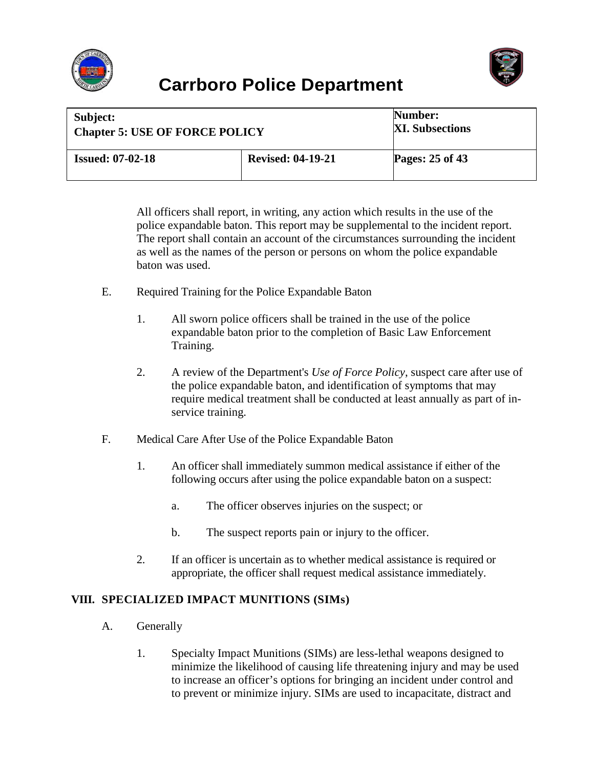All officers shall report, in writing, any action which results in the use of the police expandable baton. This report may be supplemental to the incident report. The report shall contain an account of the circumstances surrounding the incident as well as the names of the person or persons on whom the police expandable baton was used.

E. Required Training for the Police Expandable Baton

1. All sworn police officers shall be trained in the use of the police expandable baton prior to the completion of Basic Law Enforcement Training.

2. A review of the Department's *Use of Force Policy*, suspect care after use of the police expandable baton, and identification of symptoms that may require medical treatment shall be conducted at least annually as part of in-service training.

F. Medical Care After Use of the Police Expandable Baton

1. An officer shall immediately summon medical assistance if either of the following occurs after using the police expandable baton on a suspect:

   a. The officer observes injuries on the suspect; or

   b. The suspect reports pain or injury to the officer.

2. If an officer is uncertain as to whether medical assistance is required or appropriate, the officer shall request medical assistance immediately.

## VIII. SPECIALIZED IMPACT MUNITIONS (SIMs)

A. Generally

1. Specialty Impact Munitions (SIMs) are less-lethal weapons designed to minimize the likelihood of causing life threatening injury and may be used to increase an officer's options for bringing an incident under control and to prevent or minimize injury. SIMs are used to incapacitate, distract and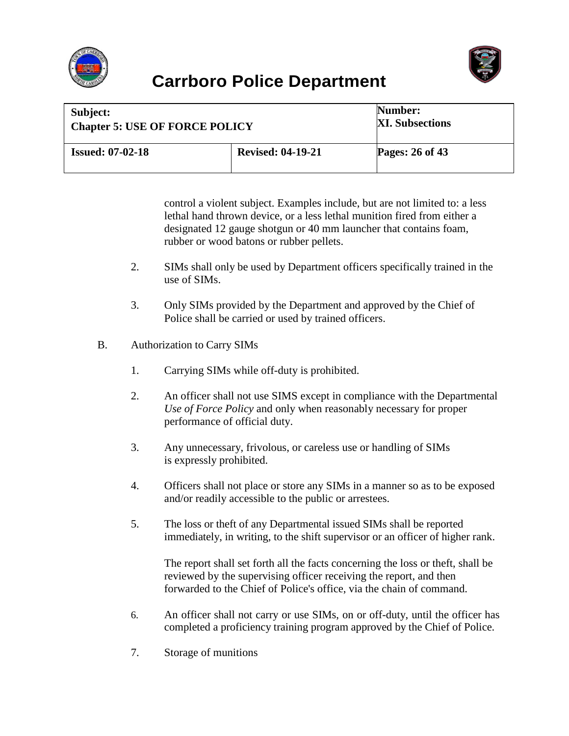control a violent subject. Examples include, but are not limited to: a less lethal hand thrown device, or a less lethal munition fired from either a designated 12 gauge shotgun or 40 mm launcher that contains foam, rubber or wood batons or rubber pellets.

2. SIMs shall only be used by Department officers specifically trained in the use of SIMs.

3. Only SIMs provided by the Department and approved by the Chief of Police shall be carried or used by trained officers.

B. Authorization to Carry SIMs

1. Carrying SIMs while off-duty is prohibited.

2. An officer shall not use SIMS except in compliance with the Departmental *Use of Force Policy* and only when reasonably necessary for proper performance of official duty.

3. Any unnecessary, frivolous, or careless use or handling of SIMs is expressly prohibited.

4. Officers shall not place or store any SIMs in a manner so as to be exposed and/or readily accessible to the public or arrestees.

5. The loss or theft of any Departmental issued SIMs shall be reported immediately, in writing, to the shift supervisor or an officer of higher rank.

   The report shall set forth all the facts concerning the loss or theft, shall be reviewed by the supervising officer receiving the report, and then forwarded to the Chief of Police's office, via the chain of command.

6. An officer shall not carry or use SIMs, on or off-duty, until the officer has completed a proficiency training program approved by the Chief of Police.

7. Storage of munitions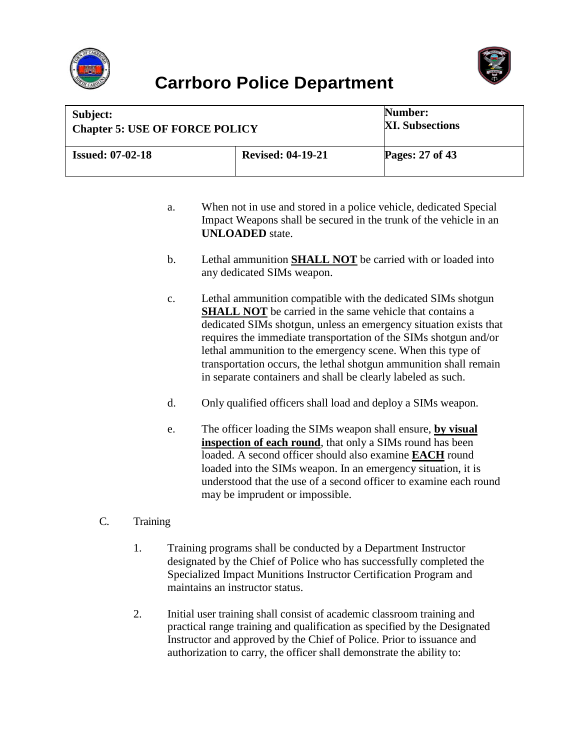a. When not in use and stored in a police vehicle, dedicated Special Impact Weapons shall be secured in the trunk of the vehicle in an **UNLOADED** state.

b. Lethal ammunition **<u>SHALL NOT</u>** be carried with or loaded into any dedicated SIMs weapon.

c. Lethal ammunition compatible with the dedicated SIMs shotgun **<u>SHALL NOT</u>** be carried in the same vehicle that contains a dedicated SIMs shotgun, unless an emergency situation exists that requires the immediate transportation of the SIMs shotgun and/or lethal ammunition to the emergency scene. When this type of transportation occurs, the lethal shotgun ammunition shall remain in separate containers and shall be clearly labeled as such.

d. Only qualified officers shall load and deploy a SIMs weapon.

e. The officer loading the SIMs weapon shall ensure, **<u>by visual inspection of each round</u>**, that only a SIMs round has been loaded. A second officer should also examine **<u>EACH</u>** round loaded into the SIMs weapon. In an emergency situation, it is understood that the use of a second officer to examine each round may be imprudent or impossible.

C. Training

1. Training programs shall be conducted by a Department Instructor designated by the Chief of Police who has successfully completed the Specialized Impact Munitions Instructor Certification Program and maintains an instructor status.

2. Initial user training shall consist of academic classroom training and practical range training and qualification as specified by the Designated Instructor and approved by the Chief of Police. Prior to issuance and authorization to carry, the officer shall demonstrate the ability to: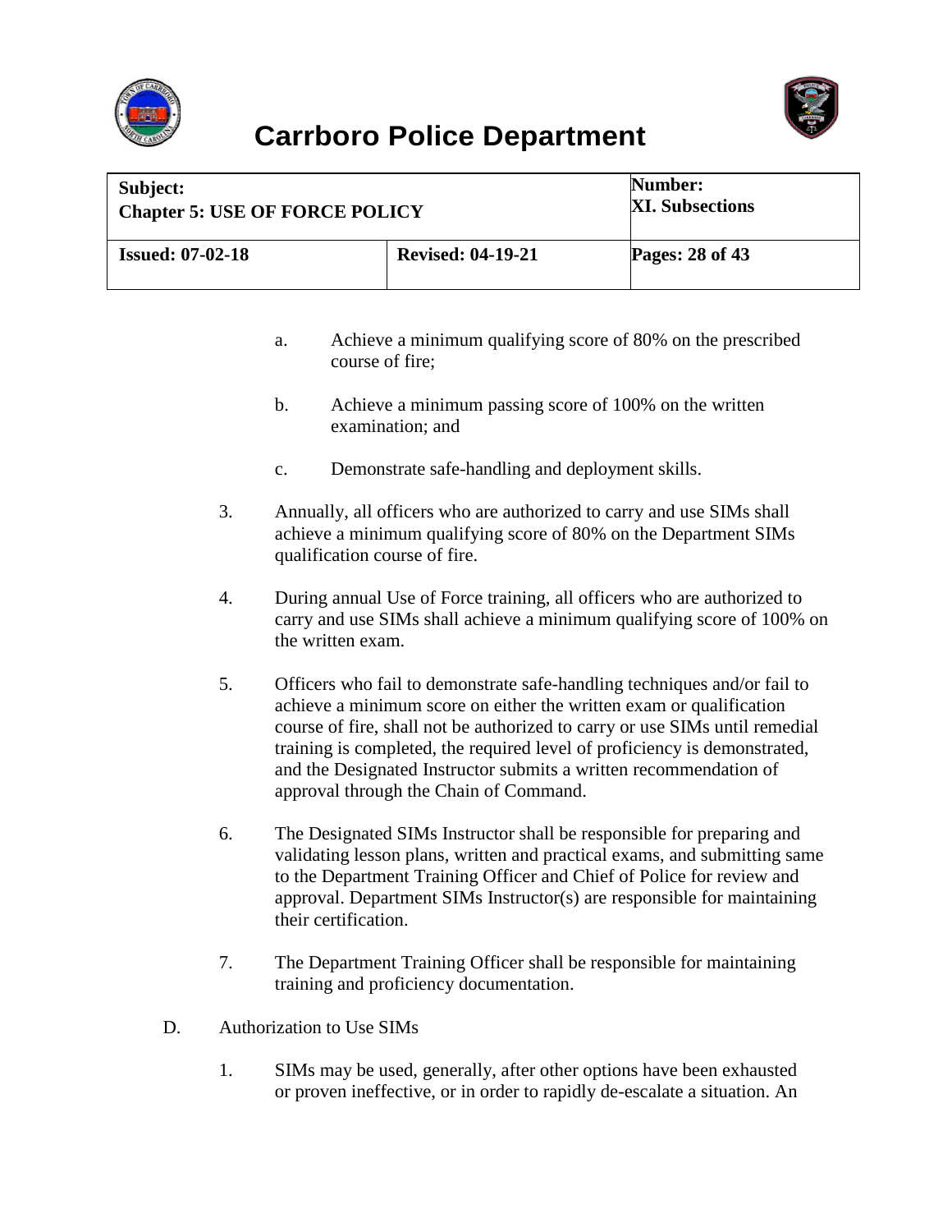a. Achieve a minimum qualifying score of 80% on the prescribed course of fire;

b. Achieve a minimum passing score of 100% on the written examination; and

c. Demonstrate safe-handling and deployment skills.

3. Annually, all officers who are authorized to carry and use SIMs shall achieve a minimum qualifying score of 80% on the Department SIMs qualification course of fire.

4. During annual Use of Force training, all officers who are authorized to carry and use SIMs shall achieve a minimum qualifying score of 100% on the written exam.

5. Officers who fail to demonstrate safe-handling techniques and/or fail to achieve a minimum score on either the written exam or qualification course of fire, shall not be authorized to carry or use SIMs until remedial training is completed, the required level of proficiency is demonstrated, and the Designated Instructor submits a written recommendation of approval through the Chain of Command.

6. The Designated SIMs Instructor shall be responsible for preparing and validating lesson plans, written and practical exams, and submitting same to the Department Training Officer and Chief of Police for review and approval. Department SIMs Instructor(s) are responsible for maintaining their certification.

7. The Department Training Officer shall be responsible for maintaining training and proficiency documentation.

D. Authorization to Use SIMs

1. SIMs may be used, generally, after other options have been exhausted or proven ineffective, or in order to rapidly de-escalate a situation. An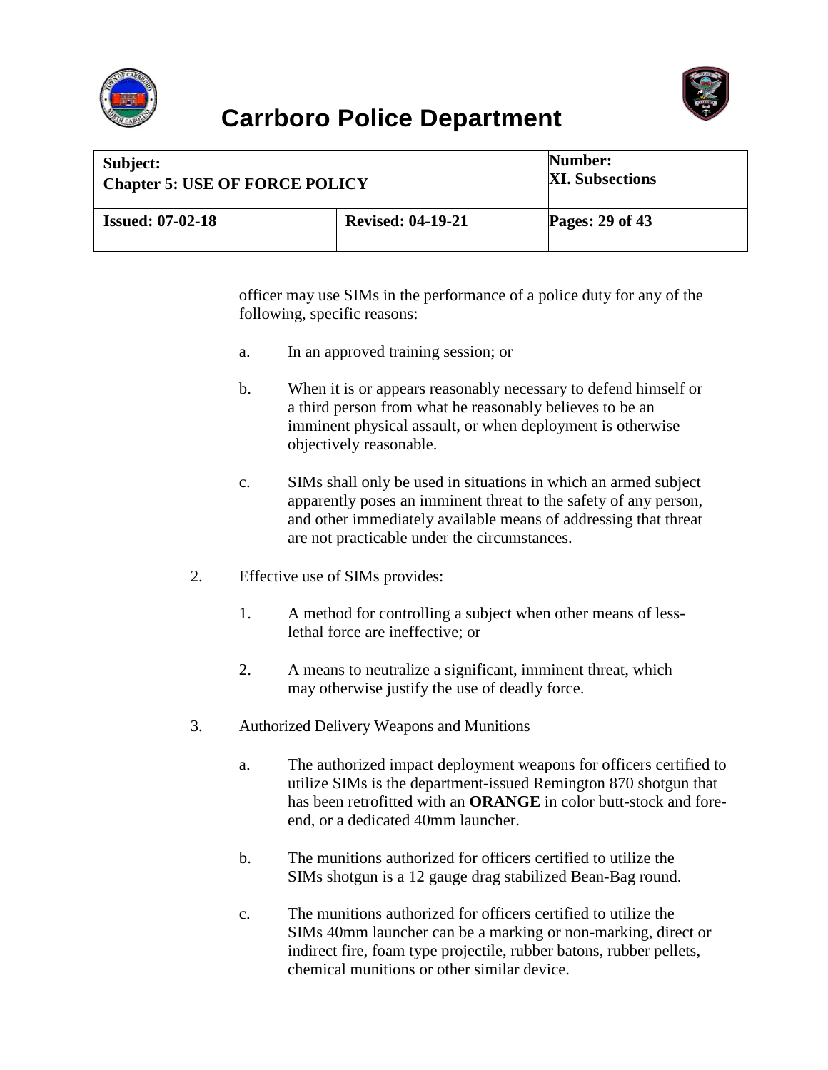officer may use SIMs in the performance of a police duty for any of the following, specific reasons:

a. In an approved training session; or

b. When it is or appears reasonably necessary to defend himself or a third person from what he reasonably believes to be an imminent physical assault, or when deployment is otherwise objectively reasonable.

c. SIMs shall only be used in situations in which an armed subject apparently poses an imminent threat to the safety of any person, and other immediately available means of addressing that threat are not practicable under the circumstances.

2. Effective use of SIMs provides:

   1. A method for controlling a subject when other means of less-lethal force are ineffective; or

   2. A means to neutralize a significant, imminent threat, which may otherwise justify the use of deadly force.

3. Authorized Delivery Weapons and Munitions

   a. The authorized impact deployment weapons for officers certified to utilize SIMs is the department-issued Remington 870 shotgun that has been retrofitted with an **ORANGE** in color butt-stock and fore-end, or a dedicated 40mm launcher.

   b. The munitions authorized for officers certified to utilize the SIMs shotgun is a 12 gauge drag stabilized Bean-Bag round.

   c. The munitions authorized for officers certified to utilize the SIMs 40mm launcher can be a marking or non-marking, direct or indirect fire, foam type projectile, rubber batons, rubber pellets, chemical munitions or other similar device.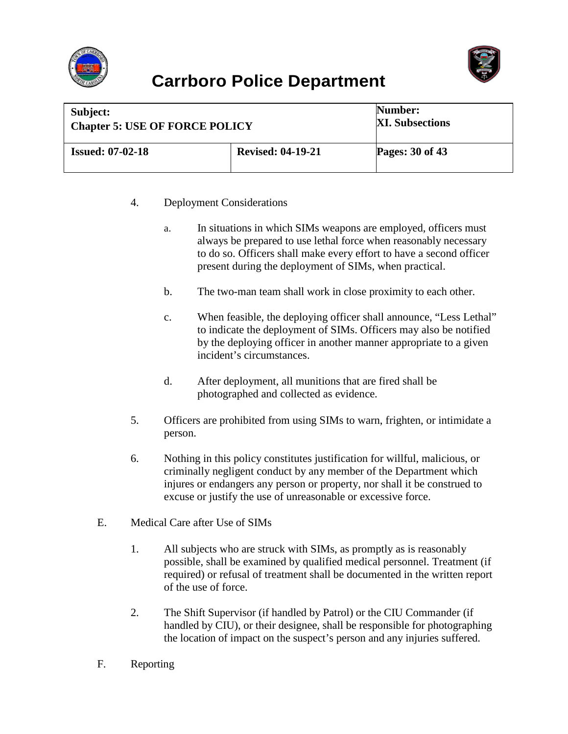4. Deployment Considerations

   a. In situations in which SIMs weapons are employed, officers must always be prepared to use lethal force when reasonably necessary to do so. Officers shall make every effort to have a second officer present during the deployment of SIMs, when practical.

   b. The two-man team shall work in close proximity to each other.

   c. When feasible, the deploying officer shall announce, "Less Lethal" to indicate the deployment of SIMs. Officers may also be notified by the deploying officer in another manner appropriate to a given incident's circumstances.

   d. After deployment, all munitions that are fired shall be photographed and collected as evidence.

5. Officers are prohibited from using SIMs to warn, frighten, or intimidate a person.

6. Nothing in this policy constitutes justification for willful, malicious, or criminally negligent conduct by any member of the Department which injures or endangers any person or property, nor shall it be construed to excuse or justify the use of unreasonable or excessive force.

E. Medical Care after Use of SIMs

1. All subjects who are struck with SIMs, as promptly as is reasonably possible, shall be examined by qualified medical personnel. Treatment (if required) or refusal of treatment shall be documented in the written report of the use of force.

2. The Shift Supervisor (if handled by Patrol) or the CIU Commander (if handled by CIU), or their designee, shall be responsible for photographing the location of impact on the suspect's person and any injuries suffered.

F. Reporting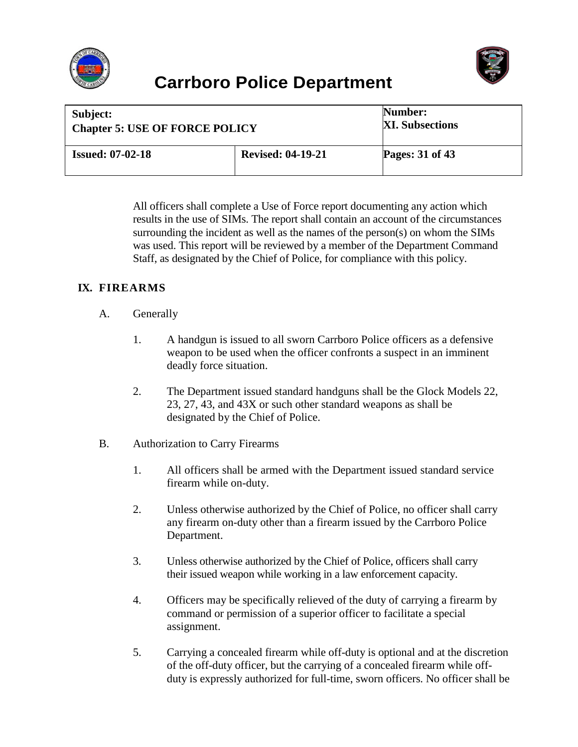All officers shall complete a Use of Force report documenting any action which results in the use of SIMs. The report shall contain an account of the circumstances surrounding the incident as well as the names of the person(s) on whom the SIMs was used. This report will be reviewed by a member of the Department Command Staff, as designated by the Chief of Police, for compliance with this policy.

## IX. FIREARMS

A. Generally

1. A handgun is issued to all sworn Carrboro Police officers as a defensive weapon to be used when the officer confronts a suspect in an imminent deadly force situation.

2. The Department issued standard handguns shall be the Glock Models 22, 23, 27, 43, and 43X or such other standard weapons as shall be designated by the Chief of Police.

B. Authorization to Carry Firearms

1. All officers shall be armed with the Department issued standard service firearm while on-duty.

2. Unless otherwise authorized by the Chief of Police, no officer shall carry any firearm on-duty other than a firearm issued by the Carrboro Police Department.

3. Unless otherwise authorized by the Chief of Police, officers shall carry their issued weapon while working in a law enforcement capacity.

4. Officers may be specifically relieved of the duty of carrying a firearm by command or permission of a superior officer to facilitate a special assignment.

5. Carrying a concealed firearm while off-duty is optional and at the discretion of the off-duty officer, but the carrying of a concealed firearm while off-duty is expressly authorized for full-time, sworn officers. No officer shall be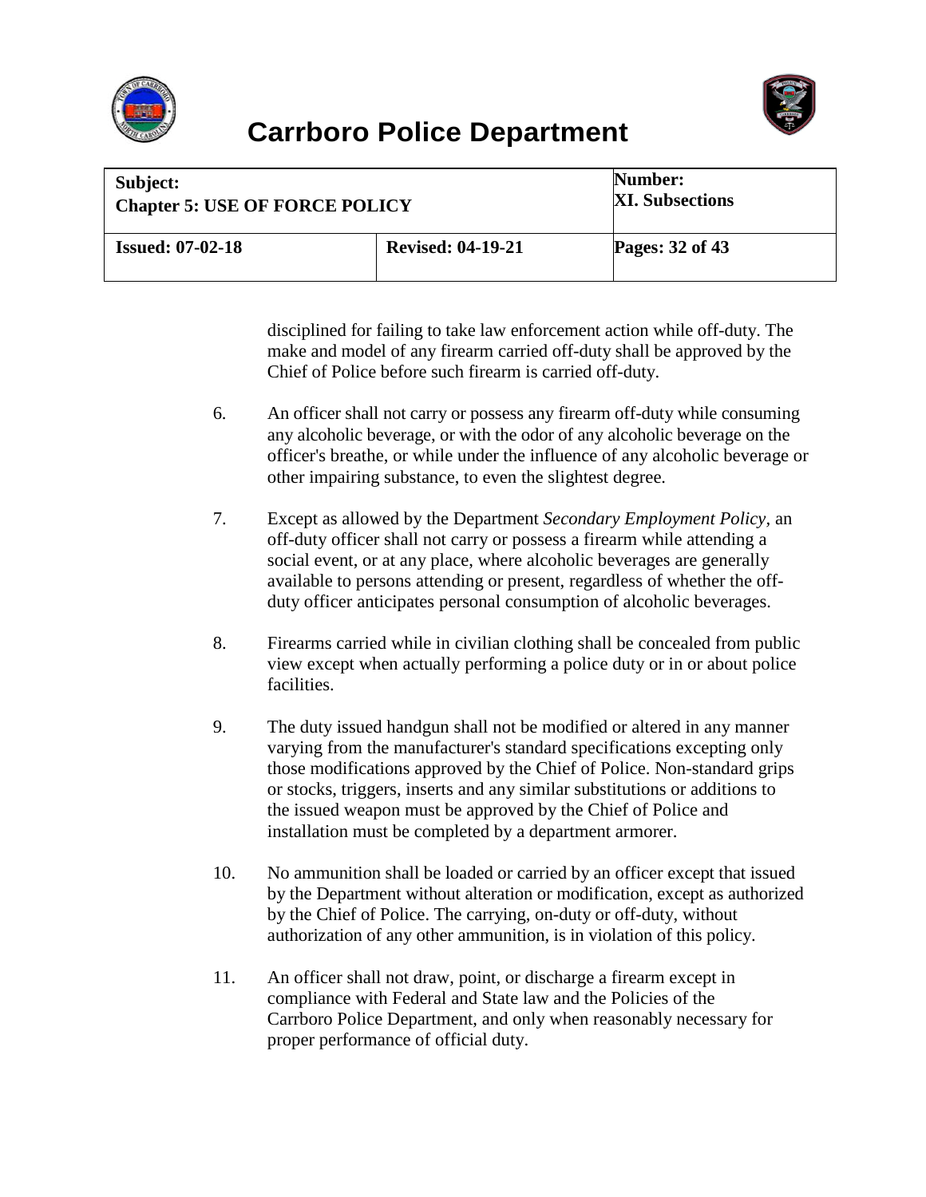disciplined for failing to take law enforcement action while off-duty. The make and model of any firearm carried off-duty shall be approved by the Chief of Police before such firearm is carried off-duty.

6. An officer shall not carry or possess any firearm off-duty while consuming any alcoholic beverage, or with the odor of any alcoholic beverage on the officer's breathe, or while under the influence of any alcoholic beverage or other impairing substance, to even the slightest degree.

7. Except as allowed by the Department *Secondary Employment Policy*, an off-duty officer shall not carry or possess a firearm while attending a social event, or at any place, where alcoholic beverages are generally available to persons attending or present, regardless of whether the off-duty officer anticipates personal consumption of alcoholic beverages.

8. Firearms carried while in civilian clothing shall be concealed from public view except when actually performing a police duty or in or about police facilities.

9. The duty issued handgun shall not be modified or altered in any manner varying from the manufacturer's standard specifications excepting only those modifications approved by the Chief of Police. Non-standard grips or stocks, triggers, inserts and any similar substitutions or additions to the issued weapon must be approved by the Chief of Police and installation must be completed by a department armorer.

10. No ammunition shall be loaded or carried by an officer except that issued by the Department without alteration or modification, except as authorized by the Chief of Police. The carrying, on-duty or off-duty, without authorization of any other ammunition, is in violation of this policy.

11. An officer shall not draw, point, or discharge a firearm except in compliance with Federal and State law and the Policies of the Carrboro Police Department, and only when reasonably necessary for proper performance of official duty.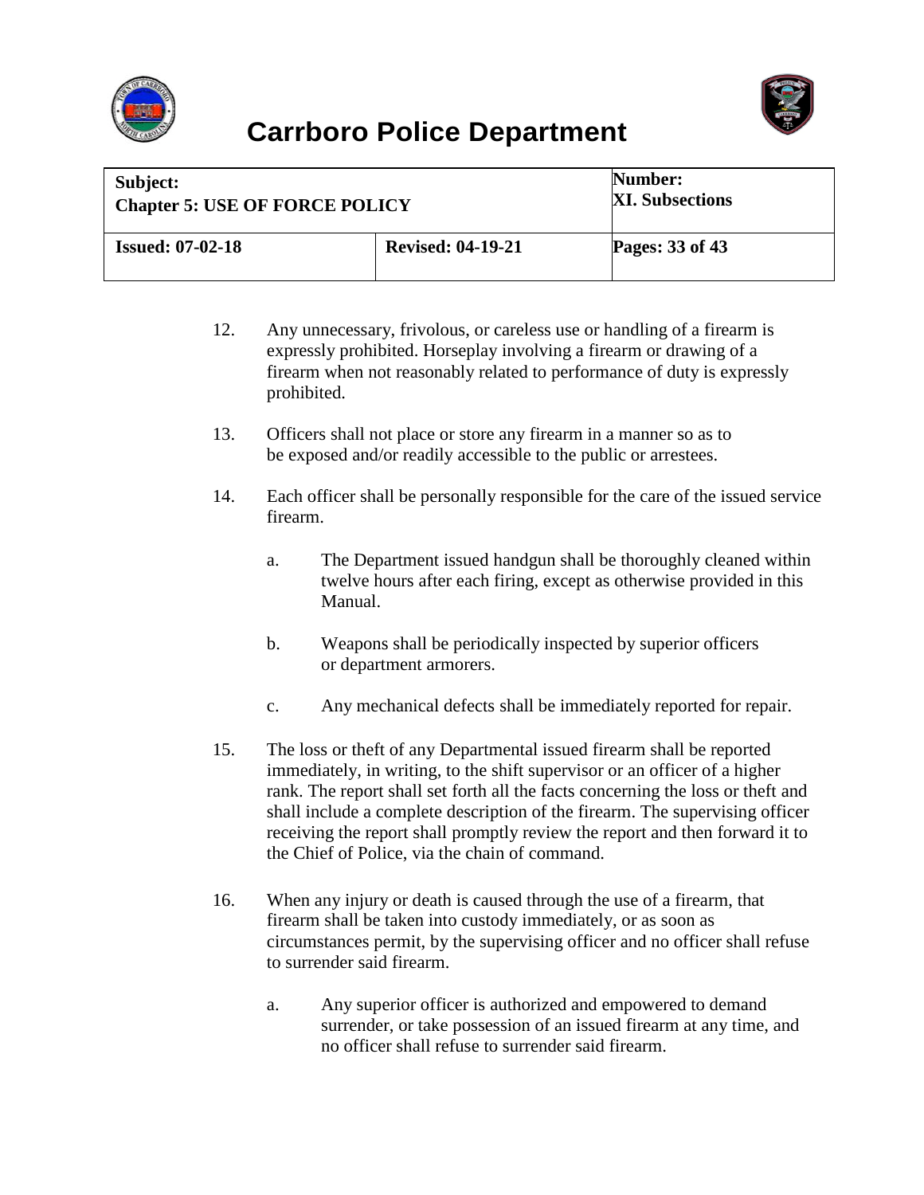12. Any unnecessary, frivolous, or careless use or handling of a firearm is expressly prohibited. Horseplay involving a firearm or drawing of a firearm when not reasonably related to performance of duty is expressly prohibited.

13. Officers shall not place or store any firearm in a manner so as to be exposed and/or readily accessible to the public or arrestees.

14. Each officer shall be personally responsible for the care of the issued service firearm.

    a. The Department issued handgun shall be thoroughly cleaned within twelve hours after each firing, except as otherwise provided in this Manual.

    b. Weapons shall be periodically inspected by superior officers or department armorers.

    c. Any mechanical defects shall be immediately reported for repair.

15. The loss or theft of any Departmental issued firearm shall be reported immediately, in writing, to the shift supervisor or an officer of a higher rank. The report shall set forth all the facts concerning the loss or theft and shall include a complete description of the firearm. The supervising officer receiving the report shall promptly review the report and then forward it to the Chief of Police, via the chain of command.

16. When any injury or death is caused through the use of a firearm, that firearm shall be taken into custody immediately, or as soon as circumstances permit, by the supervising officer and no officer shall refuse to surrender said firearm.

    a. Any superior officer is authorized and empowered to demand surrender, or take possession of an issued firearm at any time, and no officer shall refuse to surrender said firearm.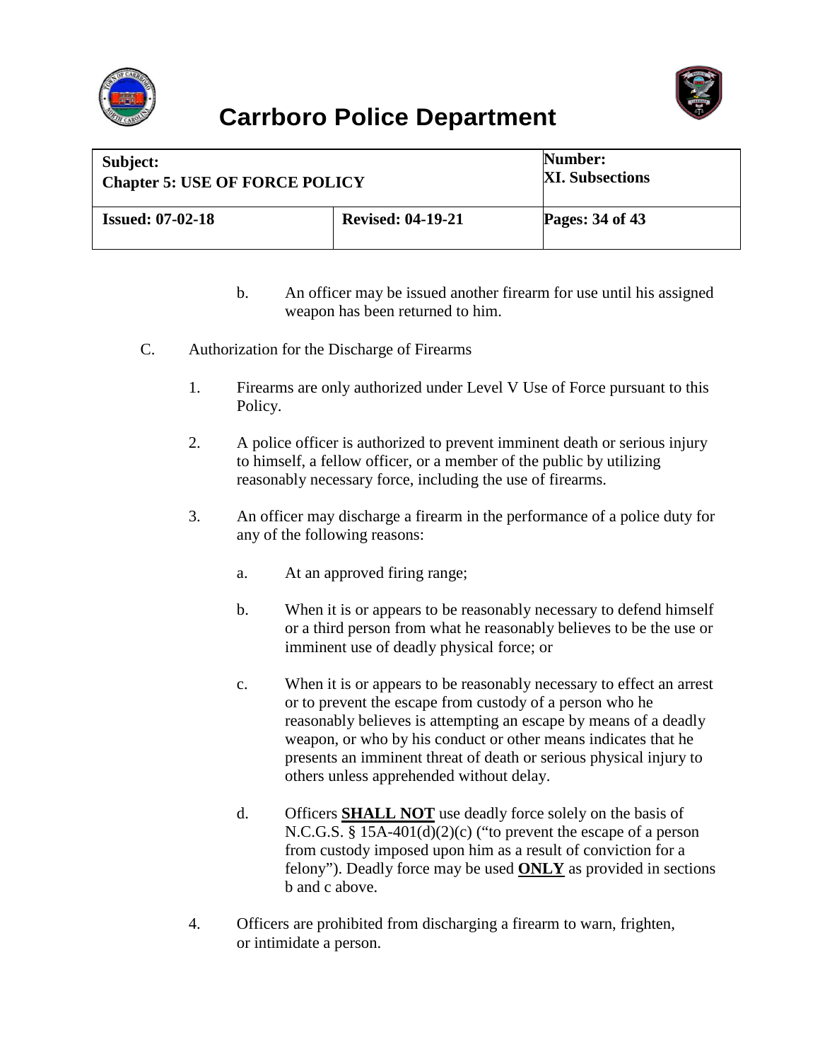b. An officer may be issued another firearm for use until his assigned weapon has been returned to him.

C. Authorization for the Discharge of Firearms

1. Firearms are only authorized under Level V Use of Force pursuant to this Policy.

2. A police officer is authorized to prevent imminent death or serious injury to himself, a fellow officer, or a member of the public by utilizing reasonably necessary force, including the use of firearms.

3. An officer may discharge a firearm in the performance of a police duty for any of the following reasons:

   a. At an approved firing range;

   b. When it is or appears to be reasonably necessary to defend himself or a third person from what he reasonably believes to be the use or imminent use of deadly physical force; or

   c. When it is or appears to be reasonably necessary to effect an arrest or to prevent the escape from custody of a person who he reasonably believes is attempting an escape by means of a deadly weapon, or who by his conduct or other means indicates that he presents an imminent threat of death or serious physical injury to others unless apprehended without delay.

   d. Officers **SHALL NOT** use deadly force solely on the basis of N.C.G.S. § 15A-401(d)(2)(c) ("to prevent the escape of a person from custody imposed upon him as a result of conviction for a felony"). Deadly force may be used **ONLY** as provided in sections b and c above.

4. Officers are prohibited from discharging a firearm to warn, frighten, or intimidate a person.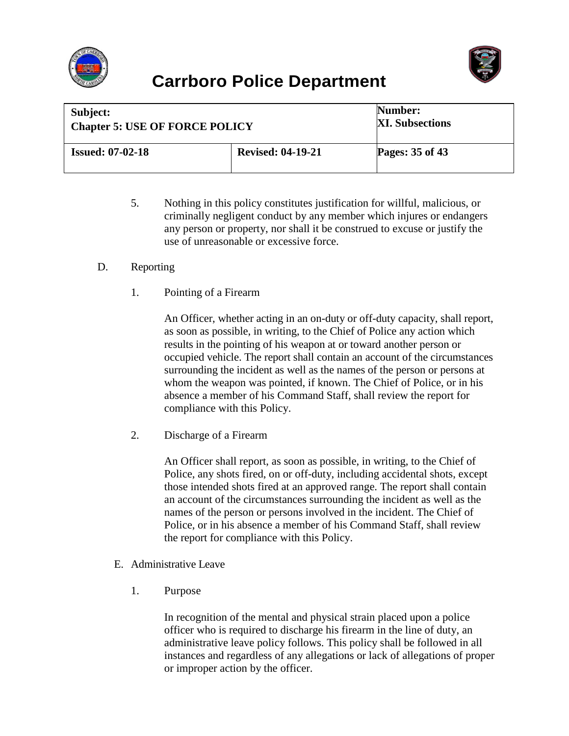5. Nothing in this policy constitutes justification for willful, malicious, or criminally negligent conduct by any member which injures or endangers any person or property, nor shall it be construed to excuse or justify the use of unreasonable or excessive force.

D. Reporting

1. Pointing of a Firearm

An Officer, whether acting in an on-duty or off-duty capacity, shall report, as soon as possible, in writing, to the Chief of Police any action which results in the pointing of his weapon at or toward another person or occupied vehicle. The report shall contain an account of the circumstances surrounding the incident as well as the names of the person or persons at whom the weapon was pointed, if known. The Chief of Police, or in his absence a member of his Command Staff, shall review the report for compliance with this Policy.

2. Discharge of a Firearm

An Officer shall report, as soon as possible, in writing, to the Chief of Police, any shots fired, on or off-duty, including accidental shots, except those intended shots fired at an approved range. The report shall contain an account of the circumstances surrounding the incident as well as the names of the person or persons involved in the incident. The Chief of Police, or in his absence a member of his Command Staff, shall review the report for compliance with this Policy.

E. Administrative Leave

1. Purpose

In recognition of the mental and physical strain placed upon a police officer who is required to discharge his firearm in the line of duty, an administrative leave policy follows. This policy shall be followed in all instances and regardless of any allegations or lack of allegations of proper or improper action by the officer.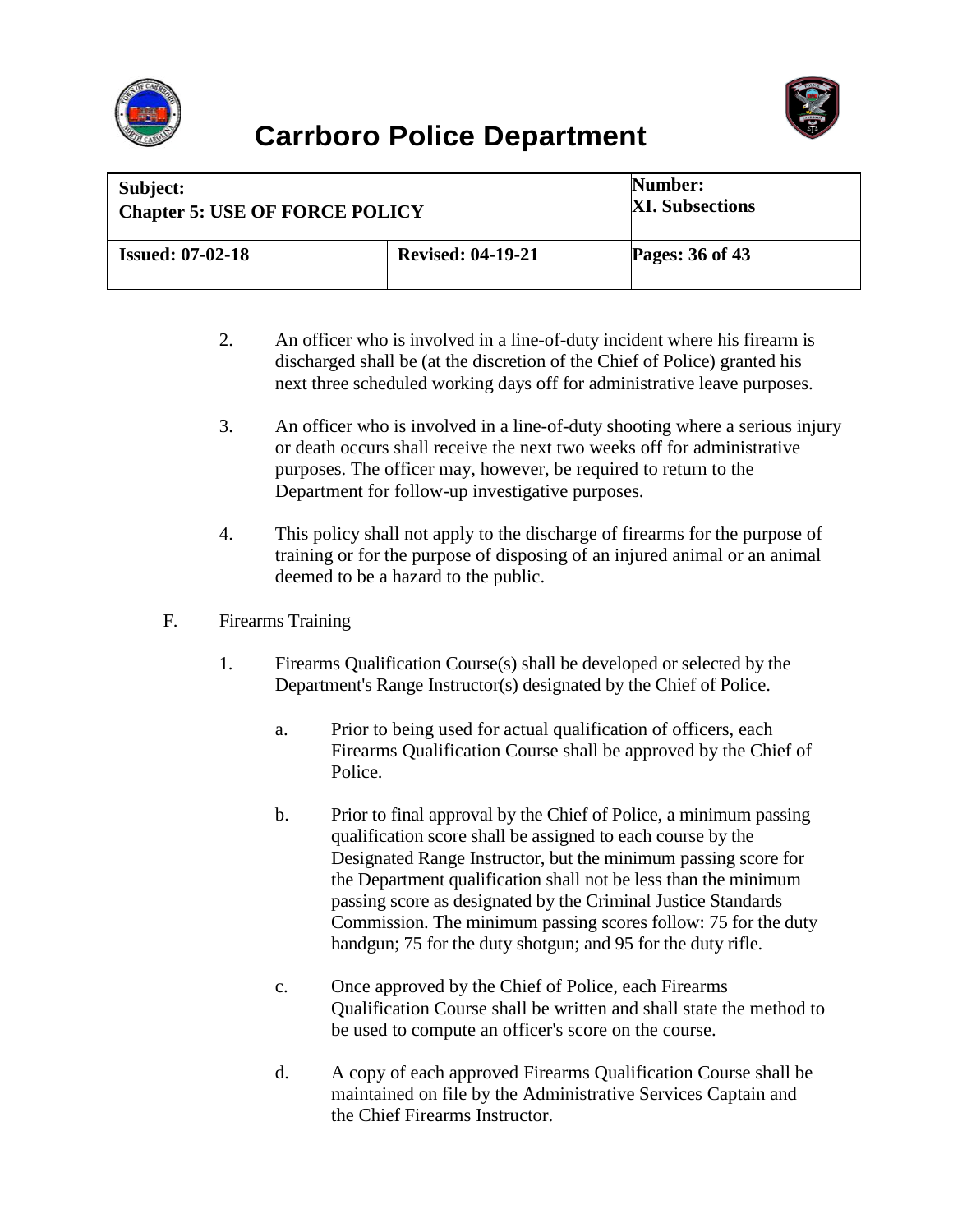2. An officer who is involved in a line-of-duty incident where his firearm is discharged shall be (at the discretion of the Chief of Police) granted his next three scheduled working days off for administrative leave purposes.

3. An officer who is involved in a line-of-duty shooting where a serious injury or death occurs shall receive the next two weeks off for administrative purposes. The officer may, however, be required to return to the Department for follow-up investigative purposes.

4. This policy shall not apply to the discharge of firearms for the purpose of training or for the purpose of disposing of an injured animal or an animal deemed to be a hazard to the public.

F. Firearms Training

1. Firearms Qualification Course(s) shall be developed or selected by the Department's Range Instructor(s) designated by the Chief of Police.

   a. Prior to being used for actual qualification of officers, each Firearms Qualification Course shall be approved by the Chief of Police.

   b. Prior to final approval by the Chief of Police, a minimum passing qualification score shall be assigned to each course by the Designated Range Instructor, but the minimum passing score for the Department qualification shall not be less than the minimum passing score as designated by the Criminal Justice Standards Commission. The minimum passing scores follow: 75 for the duty handgun; 75 for the duty shotgun; and 95 for the duty rifle.

   c. Once approved by the Chief of Police, each Firearms Qualification Course shall be written and shall state the method to be used to compute an officer's score on the course.

   d. A copy of each approved Firearms Qualification Course shall be maintained on file by the Administrative Services Captain and the Chief Firearms Instructor.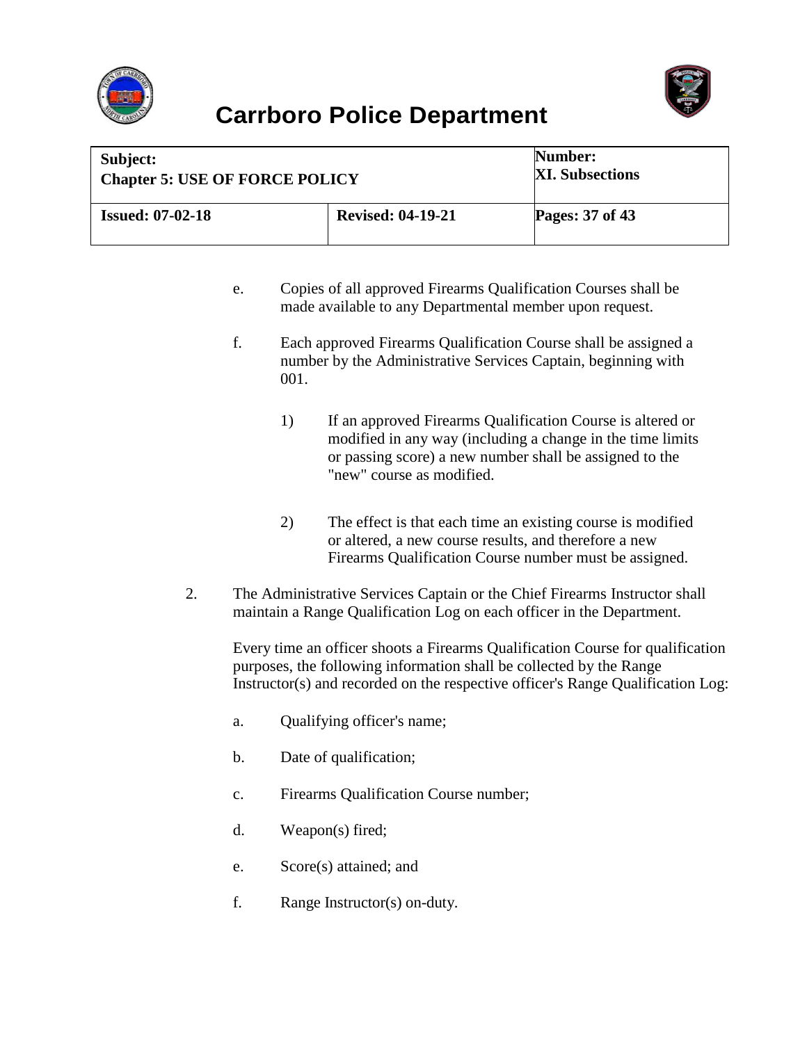e. Copies of all approved Firearms Qualification Courses shall be made available to any Departmental member upon request.

f. Each approved Firearms Qualification Course shall be assigned a number by the Administrative Services Captain, beginning with 001.

   1) If an approved Firearms Qualification Course is altered or modified in any way (including a change in the time limits or passing score) a new number shall be assigned to the "new" course as modified.

   2) The effect is that each time an existing course is modified or altered, a new course results, and therefore a new Firearms Qualification Course number must be assigned.

2. The Administrative Services Captain or the Chief Firearms Instructor shall maintain a Range Qualification Log on each officer in the Department.

   Every time an officer shoots a Firearms Qualification Course for qualification purposes, the following information shall be collected by the Range Instructor(s) and recorded on the respective officer's Range Qualification Log:

   a. Qualifying officer's name;

   b. Date of qualification;

   c. Firearms Qualification Course number;

   d. Weapon(s) fired;

   e. Score(s) attained; and

   f. Range Instructor(s) on-duty.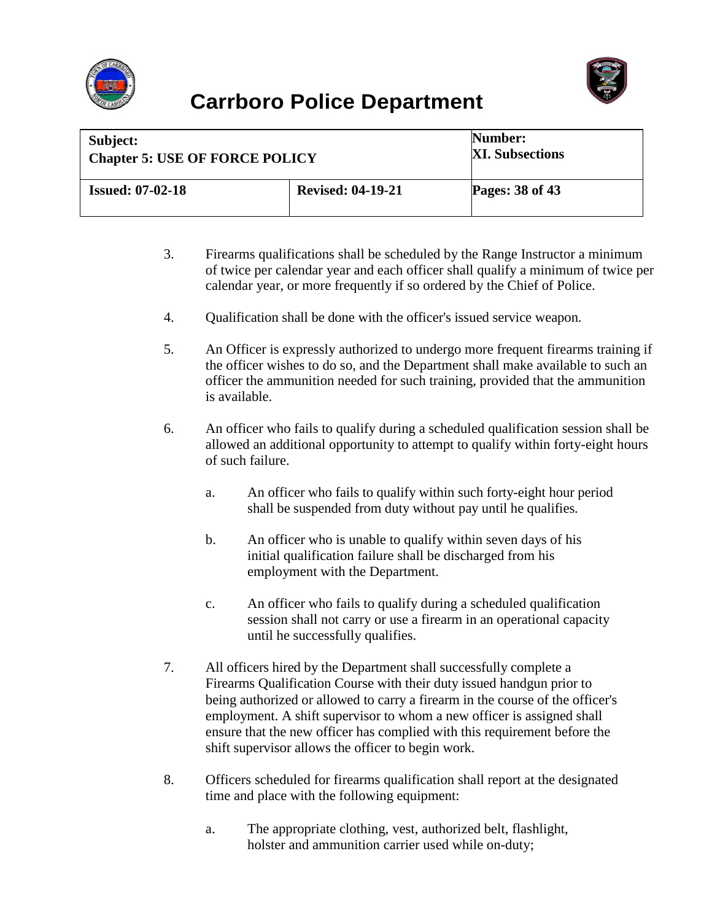3. Firearms qualifications shall be scheduled by the Range Instructor a minimum of twice per calendar year and each officer shall qualify a minimum of twice per calendar year, or more frequently if so ordered by the Chief of Police.

4. Qualification shall be done with the officer's issued service weapon.

5. An Officer is expressly authorized to undergo more frequent firearms training if the officer wishes to do so, and the Department shall make available to such an officer the ammunition needed for such training, provided that the ammunition is available.

6. An officer who fails to qualify during a scheduled qualification session shall be allowed an additional opportunity to attempt to qualify within forty-eight hours of such failure.

    a. An officer who fails to qualify within such forty-eight hour period shall be suspended from duty without pay until he qualifies.

    b. An officer who is unable to qualify within seven days of his initial qualification failure shall be discharged from his employment with the Department.

    c. An officer who fails to qualify during a scheduled qualification session shall not carry or use a firearm in an operational capacity until he successfully qualifies.

7. All officers hired by the Department shall successfully complete a Firearms Qualification Course with their duty issued handgun prior to being authorized or allowed to carry a firearm in the course of the officer's employment. A shift supervisor to whom a new officer is assigned shall ensure that the new officer has complied with this requirement before the shift supervisor allows the officer to begin work.

8. Officers scheduled for firearms qualification shall report at the designated time and place with the following equipment:

    a. The appropriate clothing, vest, authorized belt, flashlight, holster and ammunition carrier used while on-duty;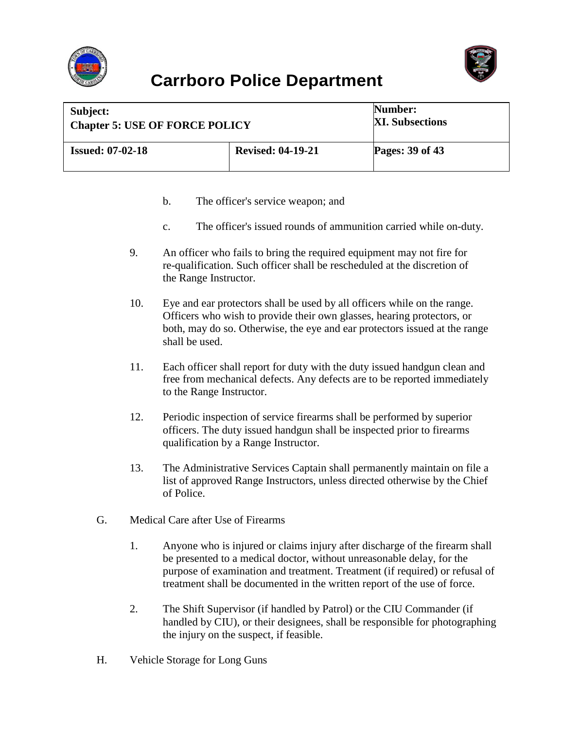b. The officer's service weapon; and

c. The officer's issued rounds of ammunition carried while on-duty.

9. An officer who fails to bring the required equipment may not fire for re-qualification. Such officer shall be rescheduled at the discretion of the Range Instructor.

10. Eye and ear protectors shall be used by all officers while on the range. Officers who wish to provide their own glasses, hearing protectors, or both, may do so. Otherwise, the eye and ear protectors issued at the range shall be used.

11. Each officer shall report for duty with the duty issued handgun clean and free from mechanical defects. Any defects are to be reported immediately to the Range Instructor.

12. Periodic inspection of service firearms shall be performed by superior officers. The duty issued handgun shall be inspected prior to firearms qualification by a Range Instructor.

13. The Administrative Services Captain shall permanently maintain on file a list of approved Range Instructors, unless directed otherwise by the Chief of Police.

G. Medical Care after Use of Firearms

1. Anyone who is injured or claims injury after discharge of the firearm shall be presented to a medical doctor, without unreasonable delay, for the purpose of examination and treatment. Treatment (if required) or refusal of treatment shall be documented in the written report of the use of force.

2. The Shift Supervisor (if handled by Patrol) or the CIU Commander (if handled by CIU), or their designees, shall be responsible for photographing the injury on the suspect, if feasible.

H. Vehicle Storage for Long Guns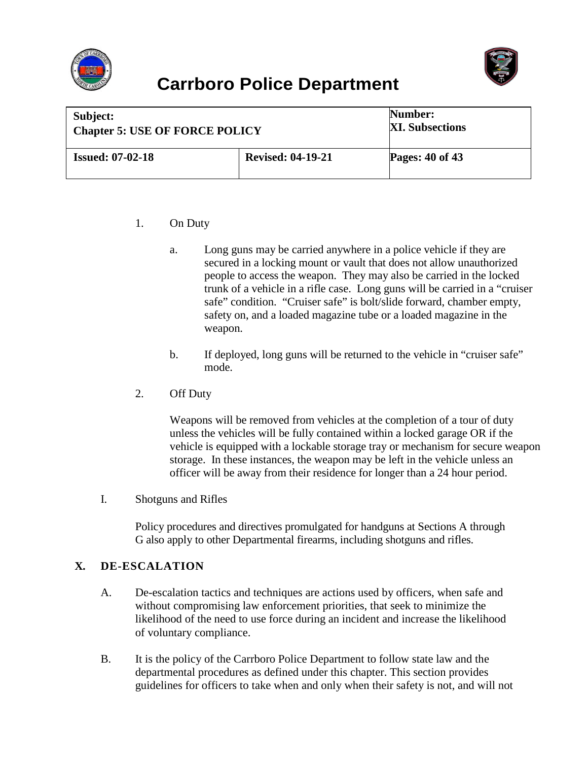1. On Duty

   a. Long guns may be carried anywhere in a police vehicle if they are secured in a locking mount or vault that does not allow unauthorized people to access the weapon. They may also be carried in the locked trunk of a vehicle in a rifle case. Long guns will be carried in a "cruiser safe" condition. "Cruiser safe" is bolt/slide forward, chamber empty, safety on, and a loaded magazine tube or a loaded magazine in the weapon.

   b. If deployed, long guns will be returned to the vehicle in "cruiser safe" mode.

2. Off Duty

   Weapons will be removed from vehicles at the completion of a tour of duty unless the vehicles will be fully contained within a locked garage OR if the vehicle is equipped with a lockable storage tray or mechanism for secure weapon storage. In these instances, the weapon may be left in the vehicle unless an officer will be away from their residence for longer than a 24 hour period.

I. Shotguns and Rifles

Policy procedures and directives promulgated for handguns at Sections A through G also apply to other Departmental firearms, including shotguns and rifles.

## X. DE-ESCALATION

A. De-escalation tactics and techniques are actions used by officers, when safe and without compromising law enforcement priorities, that seek to minimize the likelihood of the need to use force during an incident and increase the likelihood of voluntary compliance.

B. It is the policy of the Carrboro Police Department to follow state law and the departmental procedures as defined under this chapter. This section provides guidelines for officers to take when and only when their safety is not, and will not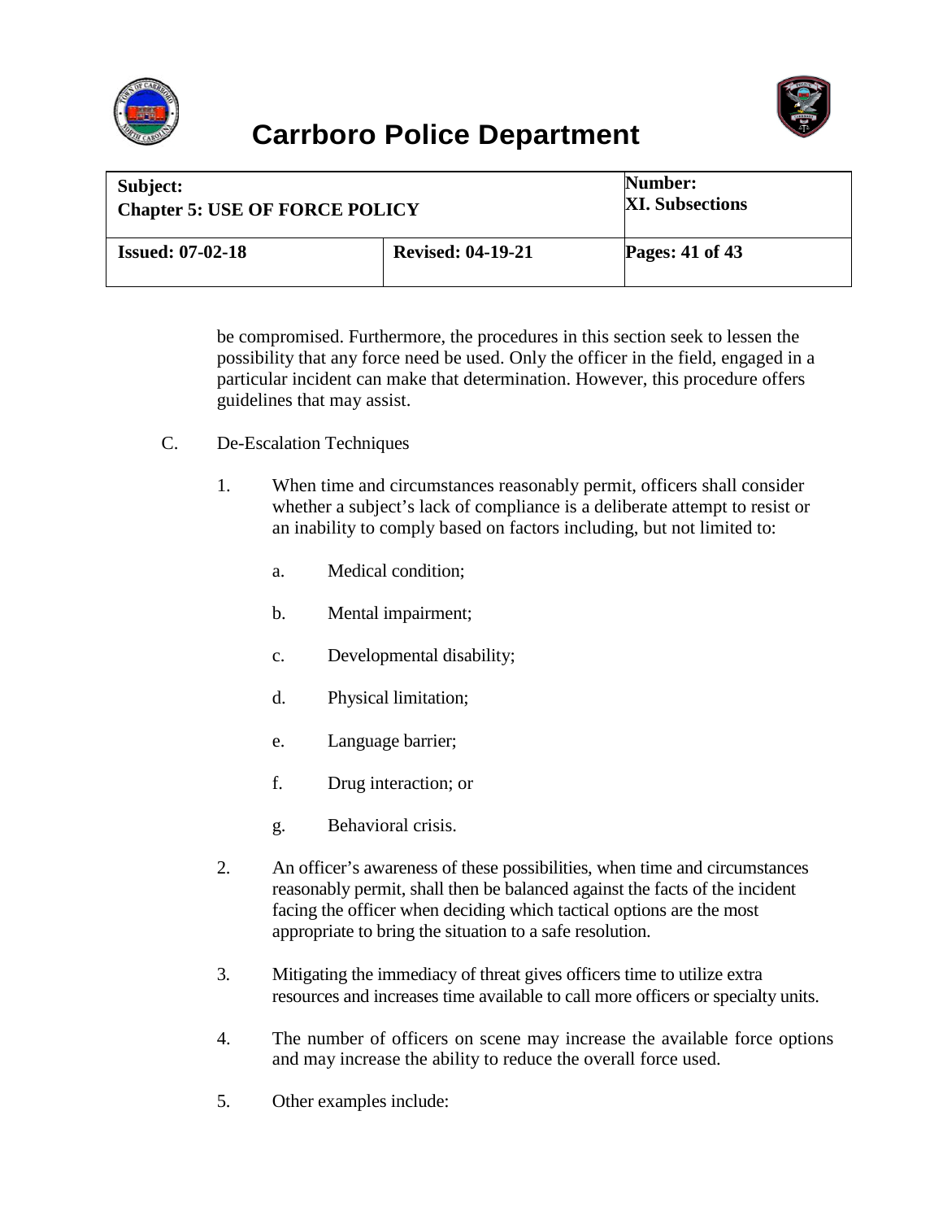be compromised. Furthermore, the procedures in this section seek to lessen the possibility that any force need be used. Only the officer in the field, engaged in a particular incident can make that determination. However, this procedure offers guidelines that may assist.

C. De-Escalation Techniques

1. When time and circumstances reasonably permit, officers shall consider whether a subject's lack of compliance is a deliberate attempt to resist or an inability to comply based on factors including, but not limited to:

    a. Medical condition;

    b. Mental impairment;

    c. Developmental disability;

    d. Physical limitation;

    e. Language barrier;

    f. Drug interaction; or

    g. Behavioral crisis.

2. An officer's awareness of these possibilities, when time and circumstances reasonably permit, shall then be balanced against the facts of the incident facing the officer when deciding which tactical options are the most appropriate to bring the situation to a safe resolution.

3. Mitigating the immediacy of threat gives officers time to utilize extra resources and increases time available to call more officers or specialty units.

4. The number of officers on scene may increase the available force options and may increase the ability to reduce the overall force used.

5. Other examples include: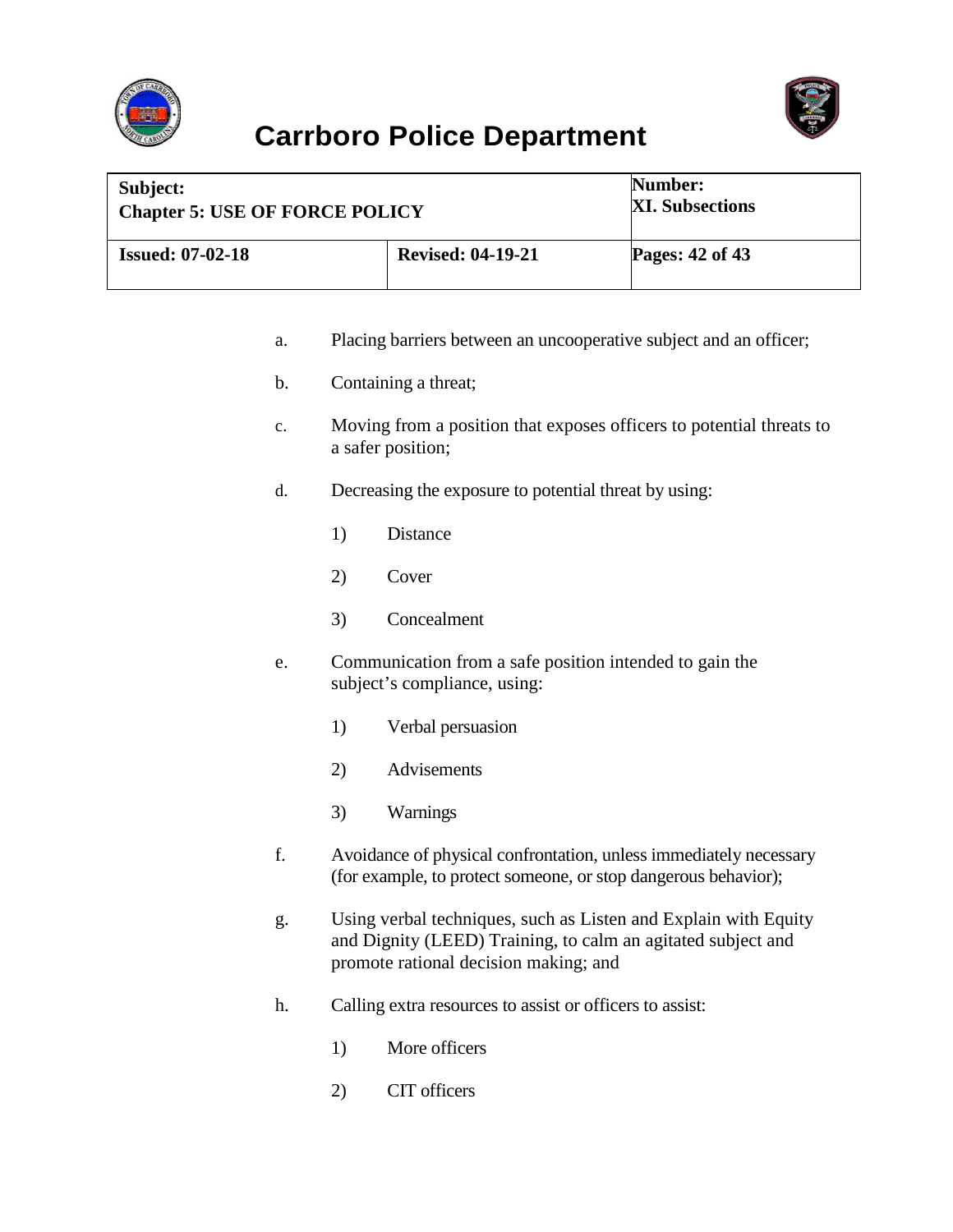a. Placing barriers between an uncooperative subject and an officer;

b. Containing a threat;

c. Moving from a position that exposes officers to potential threats to a safer position;

d. Decreasing the exposure to potential threat by using:

   1) Distance

   2) Cover

   3) Concealment

e. Communication from a safe position intended to gain the subject's compliance, using:

   1) Verbal persuasion

   2) Advisements

   3) Warnings

f. Avoidance of physical confrontation, unless immediately necessary (for example, to protect someone, or stop dangerous behavior);

g. Using verbal techniques, such as Listen and Explain with Equity and Dignity (LEED) Training, to calm an agitated subject and promote rational decision making; and

h. Calling extra resources to assist or officers to assist:

   1) More officers

   2) CIT officers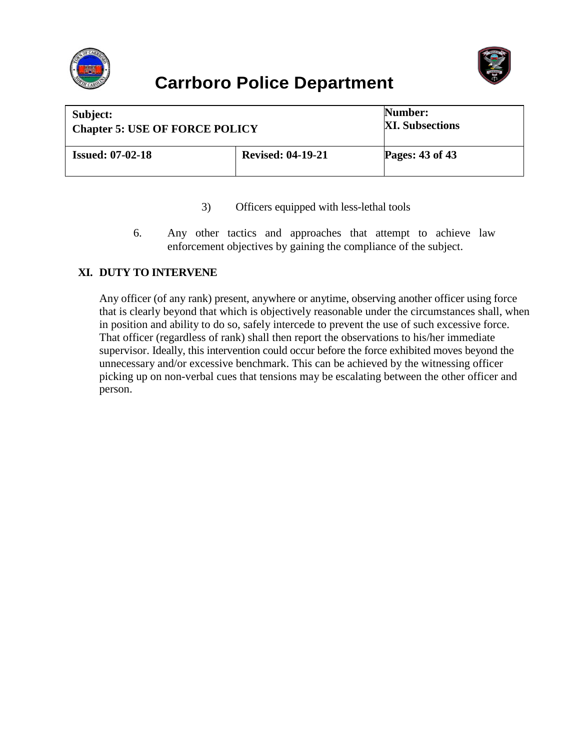3) Officers equipped with less-lethal tools

6. Any other tactics and approaches that attempt to achieve law enforcement objectives by gaining the compliance of the subject.

## XI. DUTY TO INTERVENE

Any officer (of any rank) present, anywhere or anytime, observing another officer using force that is clearly beyond that which is objectively reasonable under the circumstances shall, when in position and ability to do so, safely intercede to prevent the use of such excessive force. That officer (regardless of rank) shall then report the observations to his/her immediate supervisor. Ideally, this intervention could occur before the force exhibited moves beyond the unnecessary and/or excessive benchmark. This can be achieved by the witnessing officer picking up on non-verbal cues that tensions may be escalating between the other officer and person.